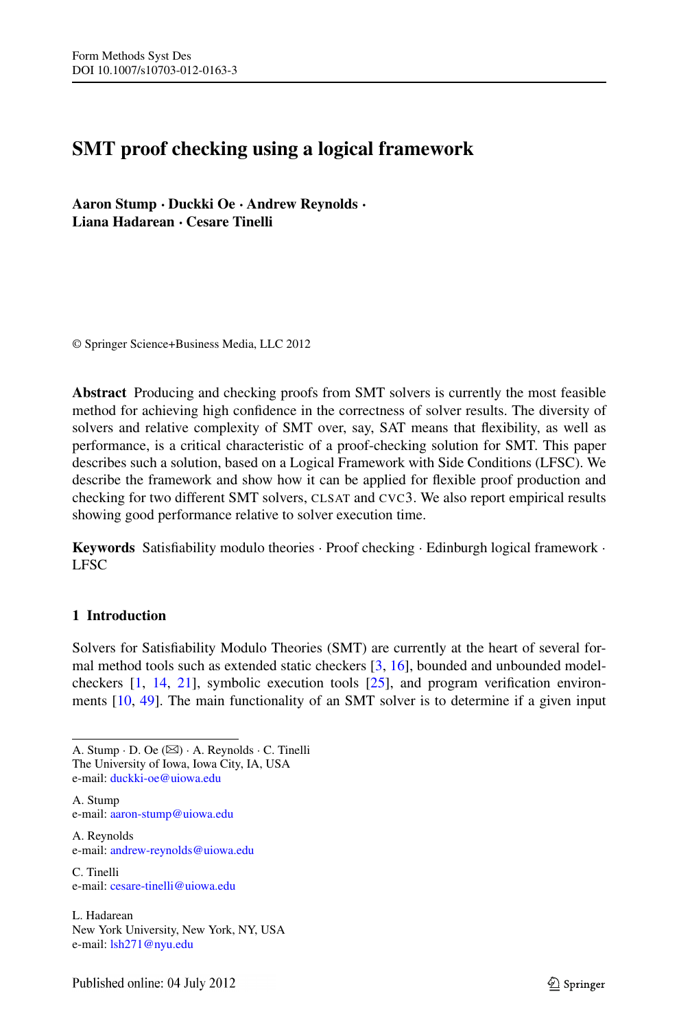# SMT proof checking using a logical framework

**Aaron Stump · Duckki Oe · Andrew Reynolds · Liana Hadarean · Cesare Tinelli**

© Springer Science+Business Media, LLC 2012

**Abstract** Producing and checking proofs from SMT solvers is currently the most feasible method for achieving high confidence in the correctness of solver results. The diversity of solvers and relative complexity of SMT over, say, SAT means that flexibility, as well as performance, is a critical characteristic of a proof-checking solution for SMT. This paper describes such a solution, based on a Logical Framework with Side Conditions (LFSC). We describe the framework and show how it can be applied for flexible proof production and checking for two different SMT solvers, CLSAT and CVC3. We also report empirical results showing good performance relative to solver execution time.

**Keywords** Satisfiability modulo theories · Proof checking · Edinburgh logical framework · LFSC

## 1 Introduction

Solvers for Satisfiability Modulo Theories (SMT) are currently at the heart of several formal method tools such as extended static checkers [3, 16], bounded and unbounded model-checkers [1, 14, 21], symbolic execution tools [25], and program verification environments [10, 49]. The main functionality of an SMT solver is to determine if a given input

---

A. Stump · D. Oe (✉) · A. Reynolds · C. Tinelli
The University of Iowa, Iowa City, IA, USA
e-mail: duckki-oe@uiowa.edu

A. Stump
e-mail: aaron-stump@uiowa.edu

A. Reynolds
e-mail: andrew-reynolds@uiowa.edu

C. Tinelli
e-mail: cesare-tinelli@uiowa.edu

L. Hadarean
New York University, New York, NY, USA
e-mail: lsh271@nyu.edu

Published online: 04 July 2012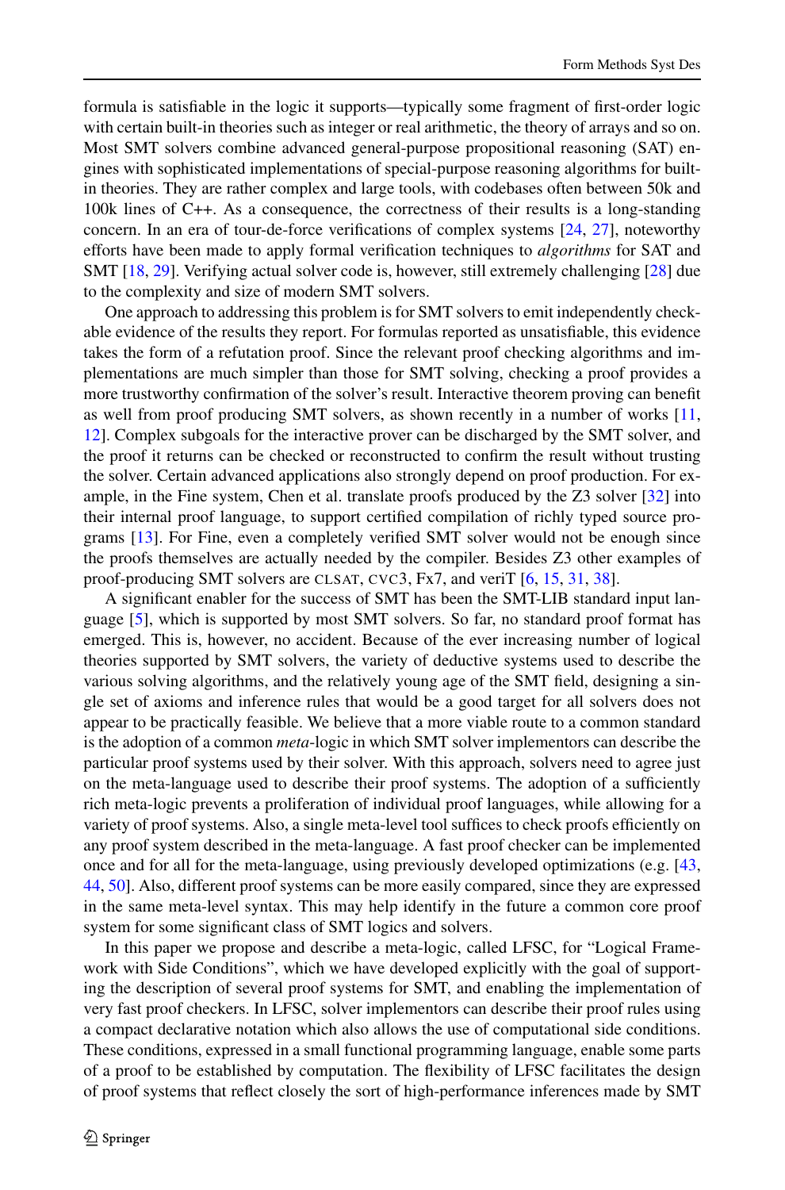formula is satisfiable in the logic it supports—typically some fragment of first-order logic with certain built-in theories such as integer or real arithmetic, the theory of arrays and so on. Most SMT solvers combine advanced general-purpose propositional reasoning (SAT) engines with sophisticated implementations of special-purpose reasoning algorithms for built-in theories. They are rather complex and large tools, with codebases often between 50k and 100k lines of C++. As a consequence, the correctness of their results is a long-standing concern. In an era of tour-de-force verifications of complex systems [24, 27], noteworthy efforts have been made to apply formal verification techniques to *algorithms* for SAT and SMT [18, 29]. Verifying actual solver code is, however, still extremely challenging [28] due to the complexity and size of modern SMT solvers.

One approach to addressing this problem is for SMT solvers to emit independently checkable evidence of the results they report. For formulas reported as unsatisfiable, this evidence takes the form of a refutation proof. Since the relevant proof checking algorithms and implementations are much simpler than those for SMT solving, checking a proof provides a more trustworthy confirmation of the solver's result. Interactive theorem proving can benefit as well from proof producing SMT solvers, as shown recently in a number of works [11, 12]. Complex subgoals for the interactive prover can be discharged by the SMT solver, and the proof it returns can be checked or reconstructed to confirm the result without trusting the solver. Certain advanced applications also strongly depend on proof production. For example, in the Fine system, Chen et al. translate proofs produced by the Z3 solver [32] into their internal proof language, to support certified compilation of richly typed source programs [13]. For Fine, even a completely verified SMT solver would not be enough since the proofs themselves are actually needed by the compiler. Besides Z3 other examples of proof-producing SMT solvers are CLSAT, CVC3, Fx7, and veriT [6, 15, 31, 38].

A significant enabler for the success of SMT has been the SMT-LIB standard input language [5], which is supported by most SMT solvers. So far, no standard proof format has emerged. This is, however, no accident. Because of the ever increasing number of logical theories supported by SMT solvers, the variety of deductive systems used to describe the various solving algorithms, and the relatively young age of the SMT field, designing a single set of axioms and inference rules that would be a good target for all solvers does not appear to be practically feasible. We believe that a more viable route to a common standard is the adoption of a common *meta*-logic in which SMT solver implementors can describe the particular proof systems used by their solver. With this approach, solvers need to agree just on the meta-language used to describe their proof systems. The adoption of a sufficiently rich meta-logic prevents a proliferation of individual proof languages, while allowing for a variety of proof systems. Also, a single meta-level tool suffices to check proofs efficiently on any proof system described in the meta-language. A fast proof checker can be implemented once and for all for the meta-language, using previously developed optimizations (e.g. [43, 44, 50]. Also, different proof systems can be more easily compared, since they are expressed in the same meta-level syntax. This may help identify in the future a common core proof system for some significant class of SMT logics and solvers.

In this paper we propose and describe a meta-logic, called LFSC, for "Logical Framework with Side Conditions", which we have developed explicitly with the goal of supporting the description of several proof systems for SMT, and enabling the implementation of very fast proof checkers. In LFSC, solver implementors can describe their proof rules using a compact declarative notation which also allows the use of computational side conditions. These conditions, expressed in a small functional programming language, enable some parts of a proof to be established by computation. The flexibility of LFSC facilitates the design of proof systems that reflect closely the sort of high-performance inferences made by SMT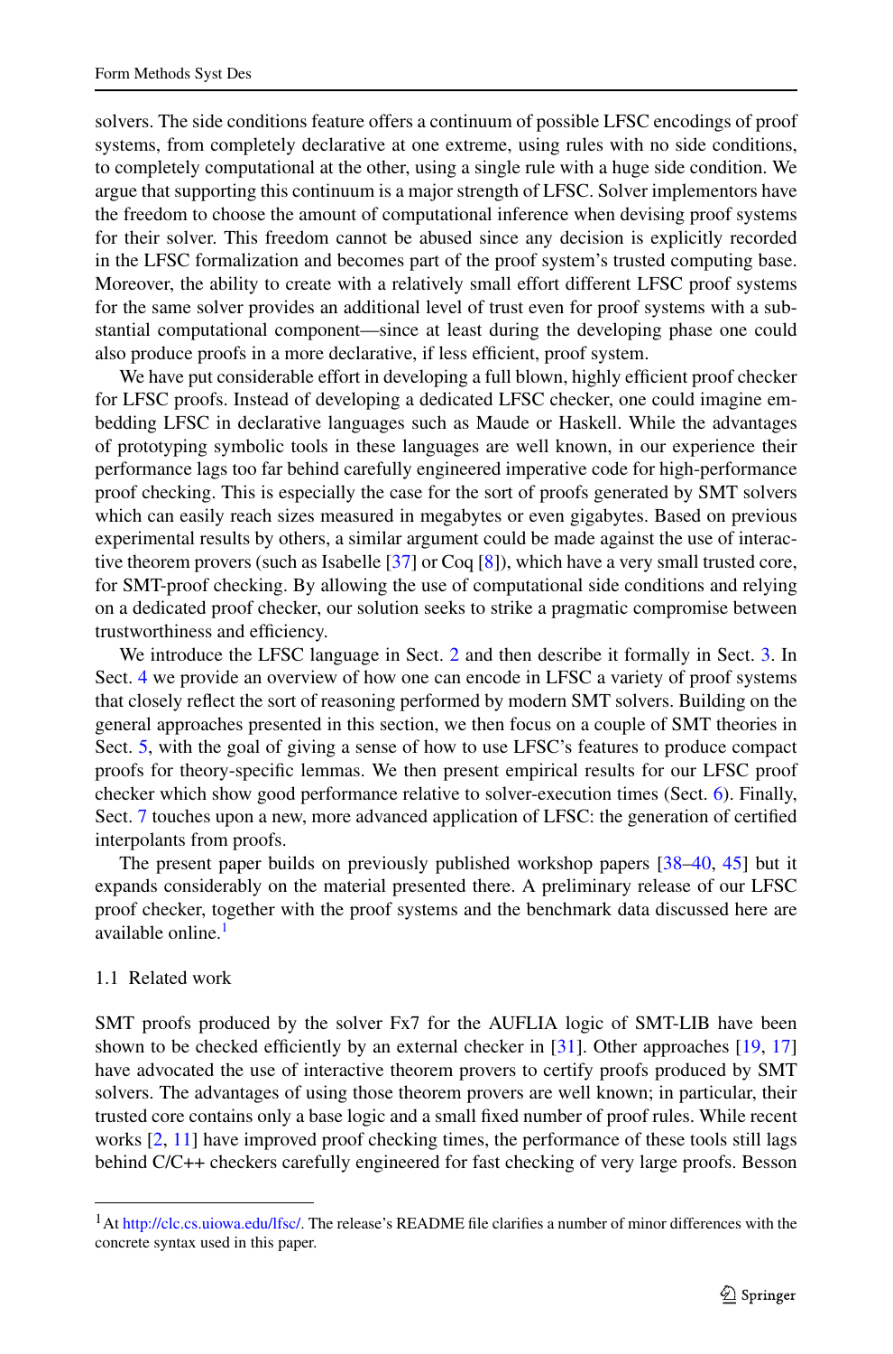solvers. The side conditions feature offers a continuum of possible LFSC encodings of proof systems, from completely declarative at one extreme, using rules with no side conditions, to completely computational at the other, using a single rule with a huge side condition. We argue that supporting this continuum is a major strength of LFSC. Solver implementors have the freedom to choose the amount of computational inference when devising proof systems for their solver. This freedom cannot be abused since any decision is explicitly recorded in the LFSC formalization and becomes part of the proof system's trusted computing base. Moreover, the ability to create with a relatively small effort different LFSC proof systems for the same solver provides an additional level of trust even for proof systems with a substantial computational component—since at least during the developing phase one could also produce proofs in a more declarative, if less efficient, proof system.

We have put considerable effort in developing a full blown, highly efficient proof checker for LFSC proofs. Instead of developing a dedicated LFSC checker, one could imagine embedding LFSC in declarative languages such as Maude or Haskell. While the advantages of prototyping symbolic tools in these languages are well known, in our experience their performance lags too far behind carefully engineered imperative code for high-performance proof checking. This is especially the case for the sort of proofs generated by SMT solvers which can easily reach sizes measured in megabytes or even gigabytes. Based on previous experimental results by others, a similar argument could be made against the use of interactive theorem provers (such as Isabelle [37] or Coq [8]), which have a very small trusted core, for SMT-proof checking. By allowing the use of computational side conditions and relying on a dedicated proof checker, our solution seeks to strike a pragmatic compromise between trustworthiness and efficiency.

We introduce the LFSC language in Sect. 2 and then describe it formally in Sect. 3. In Sect. 4 we provide an overview of how one can encode in LFSC a variety of proof systems that closely reflect the sort of reasoning performed by modern SMT solvers. Building on the general approaches presented in this section, we then focus on a couple of SMT theories in Sect. 5, with the goal of giving a sense of how to use LFSC's features to produce compact proofs for theory-specific lemmas. We then present empirical results for our LFSC proof checker which show good performance relative to solver-execution times (Sect. 6). Finally, Sect. 7 touches upon a new, more advanced application of LFSC: the generation of certified interpolants from proofs.

The present paper builds on previously published workshop papers [38–40, 45] but it expands considerably on the material presented there. A preliminary release of our LFSC proof checker, together with the proof systems and the benchmark data discussed here are available online.[1]

### 1.1 Related work

SMT proofs produced by the solver Fx7 for the AUFLIA logic of SMT-LIB have been shown to be checked efficiently by an external checker in [31]. Other approaches [19, 17] have advocated the use of interactive theorem provers to certify proofs produced by SMT solvers. The advantages of using those theorem provers are well known; in particular, their trusted core contains only a base logic and a small fixed number of proof rules. While recent works [2, 11] have improved proof checking times, the performance of these tools still lags behind C/C++ checkers carefully engineered for fast checking of very large proofs. Besson

---

[1] At http://clc.cs.uiowa.edu/lfsc/. The release's README file clarifies a number of minor differences with the concrete syntax used in this paper.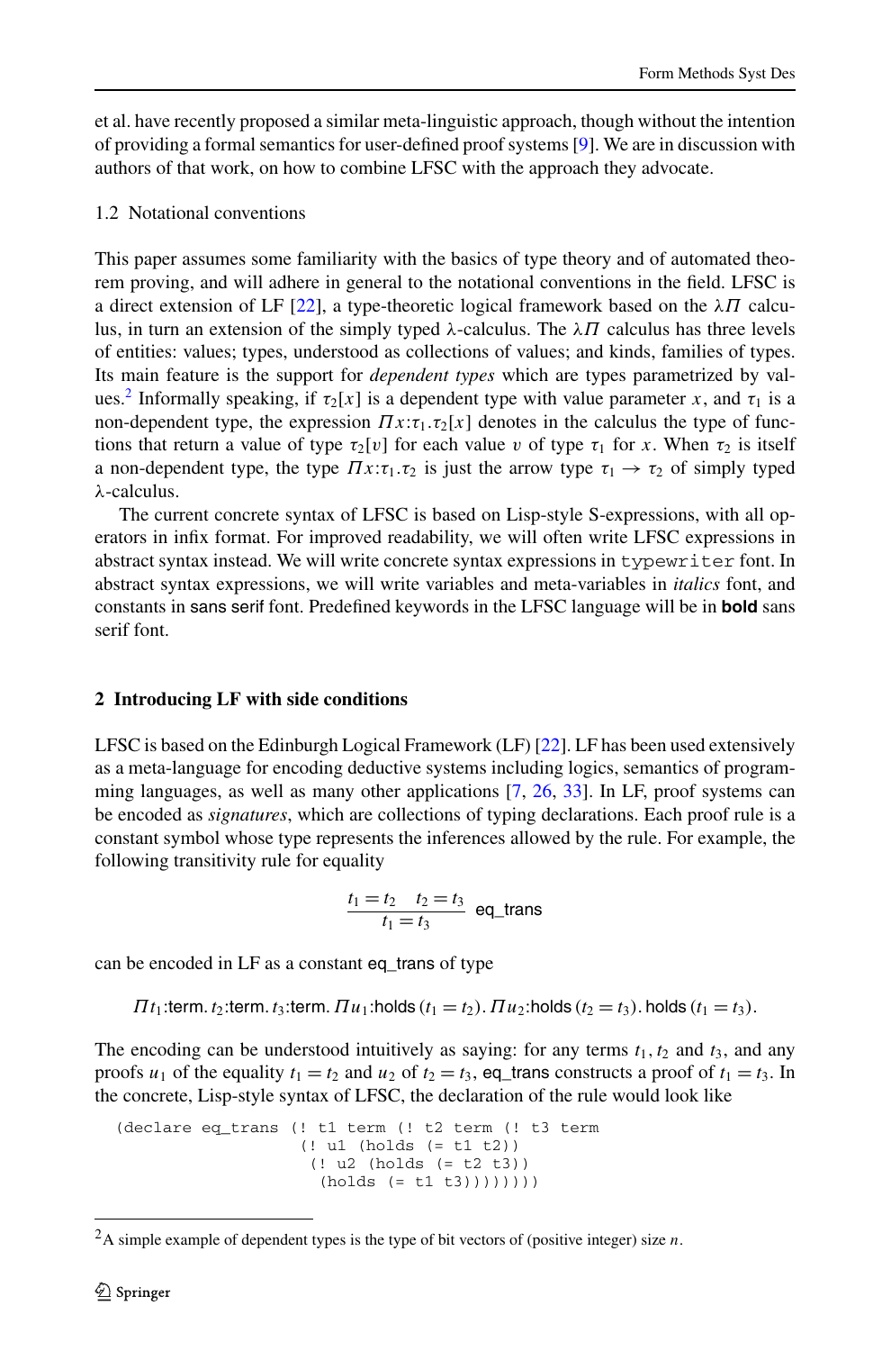et al. have recently proposed a similar meta-linguistic approach, though without the intention of providing a formal semantics for user-defined proof systems [9]. We are in discussion with authors of that work, on how to combine LFSC with the approach they advocate.

### 1.2 Notational conventions

This paper assumes some familiarity with the basics of type theory and of automated theorem proving, and will adhere in general to the notational conventions in the field. LFSC is a direct extension of LF [22], a type-theoretic logical framework based on the $\lambda\Pi$ calculus, in turn an extension of the simply typed λ-calculus. The $\lambda\Pi$ calculus has three levels of entities: values; types, understood as collections of values; and kinds, families of types. Its main feature is the support for *dependent types* which are types parametrized by values.[2] Informally speaking, if $\tau_2[x]$ is a dependent type with value parameter $x$, and $\tau_1$ is a non-dependent type, the expression $\Pi x{:}\tau_1.\tau_2[x]$ denotes in the calculus the type of functions that return a value of type $\tau_2[v]$ for each value $v$ of type $\tau_1$ for $x$. When $\tau_2$ is itself a non-dependent type, the type $\Pi x{:}\tau_1.\tau_2$ is just the arrow type $\tau_1 \to \tau_2$ of simply typed λ-calculus.

The current concrete syntax of LFSC is based on Lisp-style S-expressions, with all operators in infix format. For improved readability, we will often write LFSC expressions in abstract syntax instead. We will write concrete syntax expressions in `typewriter` font. In abstract syntax expressions, we will write variables and meta-variables in *italics* font, and constants in sans serif font. Predefined keywords in the LFSC language will be in **bold** sans serif font.

## 2 Introducing LF with side conditions

LFSC is based on the Edinburgh Logical Framework (LF) [22]. LF has been used extensively as a meta-language for encoding deductive systems including logics, semantics of programming languages, as well as many other applications [7, 26, 33]. In LF, proof systems can be encoded as *signatures*, which are collections of typing declarations. Each proof rule is a constant symbol whose type represents the inferences allowed by the rule. For example, the following transitivity rule for equality

$$\frac{t_1 = t_2 \quad t_2 = t_3}{t_1 = t_3}\ \mathsf{eq\_trans}$$

can be encoded in LF as a constant eq_trans of type

$$\Pi t_1{:}\mathsf{term}.\, t_2{:}\mathsf{term}.\, t_3{:}\mathsf{term}.\, \Pi u_1{:}\mathsf{holds}\,(t_1 = t_2).\, \Pi u_2{:}\mathsf{holds}\,(t_2 = t_3).\, \mathsf{holds}\,(t_1 = t_3).$$

The encoding can be understood intuitively as saying: for any terms $t_1, t_2$ and $t_3$, and any proofs $u_1$ of the equality $t_1 = t_2$ and $u_2$ of $t_2 = t_3$, eq_trans constructs a proof of $t_1 = t_3$. In the concrete, Lisp-style syntax of LFSC, the declaration of the rule would look like

```
(declare eq_trans (! t1 term (! t2 term (! t3 term
                  (! u1 (holds (= t1 t2))
                   (! u2 (holds (= t2 t3))
                    (holds (= t1 t3))))))))
```

[2] A simple example of dependent types is the type of bit vectors of (positive integer) size $n$.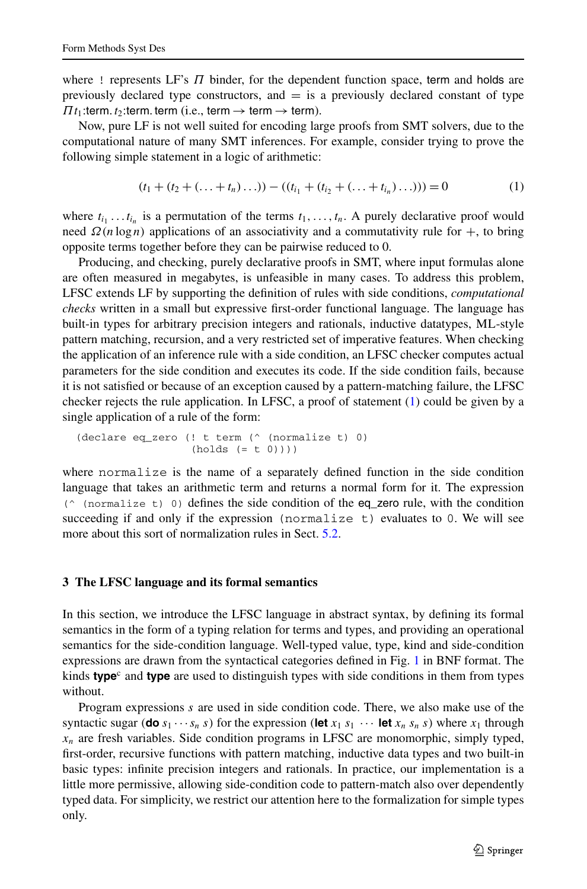where `!` represents LF's $\Pi$ binder, for the dependent function space, term and holds are previously declared type constructors, and $=$ is a previously declared constant of type $\Pi t_1{:}\mathsf{term}.\, t_2{:}\mathsf{term}.\, \mathsf{term}$ (i.e., term $\rightarrow$ term $\rightarrow$ term).

Now, pure LF is not well suited for encoding large proofs from SMT solvers, due to the computational nature of many SMT inferences. For example, consider trying to prove the following simple statement in a logic of arithmetic:

$$(t_1 + (t_2 + (\ldots + t_n)\ldots)) - ((t_{i_1} + (t_{i_2} + (\ldots + t_{i_n})\ldots))) = 0 \tag{1}$$

where $t_{i_1} \ldots t_{i_n}$ is a permutation of the terms $t_1, \ldots, t_n$. A purely declarative proof would need $\Omega(n \log n)$ applications of an associativity and a commutativity rule for $+$, to bring opposite terms together before they can be pairwise reduced to 0.

Producing, and checking, purely declarative proofs in SMT, where input formulas alone are often measured in megabytes, is unfeasible in many cases. To address this problem, LFSC extends LF by supporting the definition of rules with side conditions, *computational checks* written in a small but expressive first-order functional language. The language has built-in types for arbitrary precision integers and rationals, inductive datatypes, ML-style pattern matching, recursion, and a very restricted set of imperative features. When checking the application of an inference rule with a side condition, an LFSC checker computes actual parameters for the side condition and executes its code. If the side condition fails, because it is not satisfied or because of an exception caused by a pattern-matching failure, the LFSC checker rejects the rule application. In LFSC, a proof of statement (1) could be given by a single application of a rule of the form:

```
(declare eq_zero (! t term (^ (normalize t) 0)
                 (holds (= t 0))))
```

where `normalize` is the name of a separately defined function in the side condition language that takes an arithmetic term and returns a normal form for it. The expression `(^ (normalize t) 0)` defines the side condition of the eq_zero rule, with the condition succeeding if and only if the expression `(normalize t)` evaluates to `0`. We will see more about this sort of normalization rules in Sect. 5.2.

## 3 The LFSC language and its formal semantics

In this section, we introduce the LFSC language in abstract syntax, by defining its formal semantics in the form of a typing relation for terms and types, and providing an operational semantics for the side-condition language. Well-typed value, type, kind and side-condition expressions are drawn from the syntactical categories defined in Fig. 1 in BNF format. The kinds **type**[c] and **type** are used to distinguish types with side conditions in them from types without.

Program expressions $s$ are used in side condition code. There, we also make use of the syntactic sugar (**do** $s_1 \cdots s_n\ s$) for the expression (**let** $x_1\ s_1\ \cdots$ **let** $x_n\ s_n\ s$) where $x_1$ through $x_n$ are fresh variables. Side condition programs in LFSC are monomorphic, simply typed, first-order, recursive functions with pattern matching, inductive data types and two built-in basic types: infinite precision integers and rationals. In practice, our implementation is a little more permissive, allowing side-condition code to pattern-match also over dependently typed data. For simplicity, we restrict our attention here to the formalization for simple types only.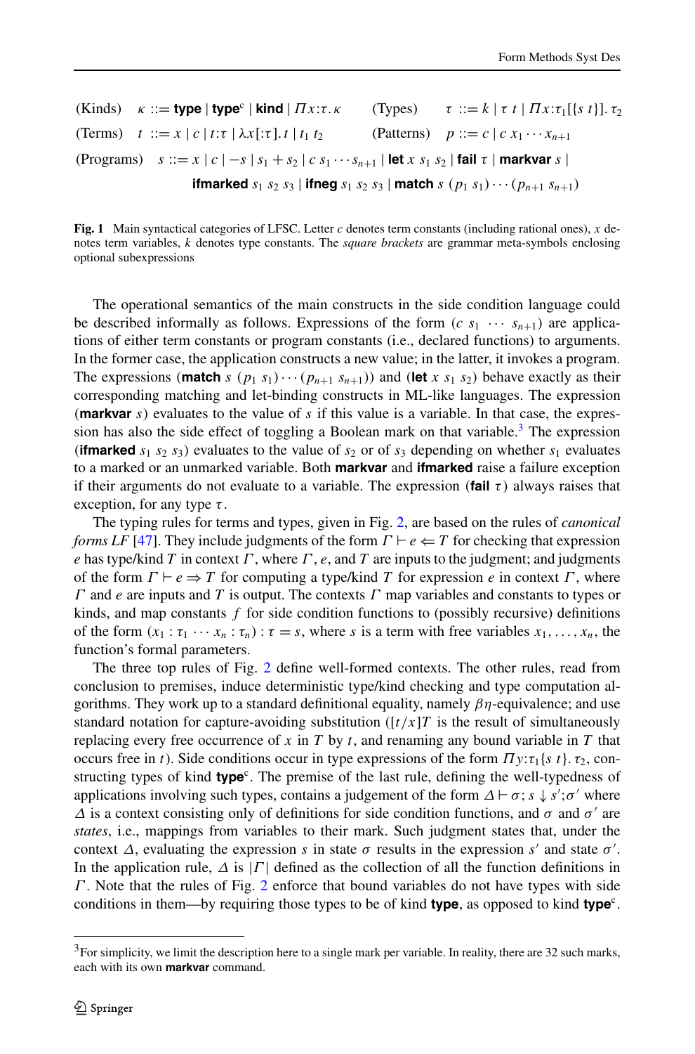$$
\begin{array}{llll}
\text{(Kinds)} & \kappa ::= \textbf{type} \mid \textbf{type}^{c} \mid \textbf{kind} \mid \Pi x{:}\tau.\,\kappa & \text{(Types)} & \tau ::= k \mid \tau\ t \mid \Pi x{:}\tau_1[\{s\ t\}].\,\tau_2 \\
\text{(Terms)} & t ::= x \mid c \mid t{:}\tau \mid \lambda x[{:}\tau].\,t \mid t_1\ t_2 & \text{(Patterns)} & p ::= c \mid c\ x_1 \cdots x_{n+1} \\
\text{(Programs)} & \multicolumn{3}{l}{s ::= x \mid c \mid -s \mid s_1 + s_2 \mid c\ s_1 \cdots s_{n+1} \mid \textbf{let}\ x\ s_1\ s_2 \mid \textbf{fail}\ \tau \mid \textbf{markvar}\ s \mid} \\
& \multicolumn{3}{l}{\qquad \textbf{ifmarked}\ s_1\ s_2\ s_3 \mid \textbf{ifneg}\ s_1\ s_2\ s_3 \mid \textbf{match}\ s\ (p_1\ s_1) \cdots (p_{n+1}\ s_{n+1})}
\end{array}
$$

**Fig. 1** Main syntactical categories of LFSC. Letter $c$ denotes term constants (including rational ones), $x$ denotes term variables, $k$ denotes type constants. The *square brackets* are grammar meta-symbols enclosing optional subexpressions

The operational semantics of the main constructs in the side condition language could be described informally as follows. Expressions of the form $(c\ s_1\ \cdots\ s_{n+1})$ are applications of either term constants or program constants (i.e., declared functions) to arguments. In the former case, the application constructs a new value; in the latter, it invokes a program. The expressions (**match** $s$ $(p_1\ s_1)\cdots(p_{n+1}\ s_{n+1})$) and (**let** $x$ $s_1$ $s_2$) behave exactly as their corresponding matching and let-binding constructs in ML-like languages. The expression (**markvar** $s$) evaluates to the value of $s$ if this value is a variable. In that case, the expression has also the side effect of toggling a Boolean mark on that variable.[3] The expression (**ifmarked** $s_1$ $s_2$ $s_3$) evaluates to the value of $s_2$ or of $s_3$ depending on whether $s_1$ evaluates to a marked or an unmarked variable. Both **markvar** and **ifmarked** raise a failure exception if their arguments do not evaluate to a variable. The expression (**fail** $\tau$) always raises that exception, for any type $\tau$.

The typing rules for terms and types, given in Fig. 2, are based on the rules of *canonical forms LF* [47]. They include judgments of the form $\Gamma \vdash e \Leftarrow T$ for checking that expression $e$ has type/kind $T$ in context $\Gamma$, where $\Gamma$, $e$, and $T$ are inputs to the judgment; and judgments of the form $\Gamma \vdash e \Rightarrow T$ for computing a type/kind $T$ for expression $e$ in context $\Gamma$, where $\Gamma$ and $e$ are inputs and $T$ is output. The contexts $\Gamma$ map variables and constants to types or kinds, and map constants $f$ for side condition functions to (possibly recursive) definitions of the form $(x_1 : \tau_1 \cdots x_n : \tau_n) : \tau = s$, where $s$ is a term with free variables $x_1, \ldots, x_n$, the function's formal parameters.

The three top rules of Fig. 2 define well-formed contexts. The other rules, read from conclusion to premises, induce deterministic type/kind checking and type computation algorithms. They work up to a standard definitional equality, namely $\beta\eta$-equivalence; and use standard notation for capture-avoiding substitution ($[t/x]T$ is the result of simultaneously replacing every free occurrence of $x$ in $T$ by $t$, and renaming any bound variable in $T$ that occurs free in $t$). Side conditions occur in type expressions of the form $\Pi y{:}\tau_1\{s\ t\}.\,\tau_2$, constructing types of kind $\textbf{type}^{c}$. The premise of the last rule, defining the well-typedness of applications involving such types, contains a judgement of the form $\Delta \vdash \sigma; s \downarrow s'; \sigma'$ where $\Delta$ is a context consisting only of definitions for side condition functions, and $\sigma$ and $\sigma'$ are *states*, i.e., mappings from variables to their mark. Such judgment states that, under the context $\Delta$, evaluating the expression $s$ in state $\sigma$ results in the expression $s'$ and state $\sigma'$. In the application rule, $\Delta$ is $|\Gamma|$ defined as the collection of all the function definitions in $\Gamma$. Note that the rules of Fig. 2 enforce that bound variables do not have types with side conditions in them—by requiring those types to be of kind **type**, as opposed to kind $\textbf{type}^{c}$.

[3] For simplicity, we limit the description here to a single mark per variable. In reality, there are 32 such marks, each with its own **markvar** command.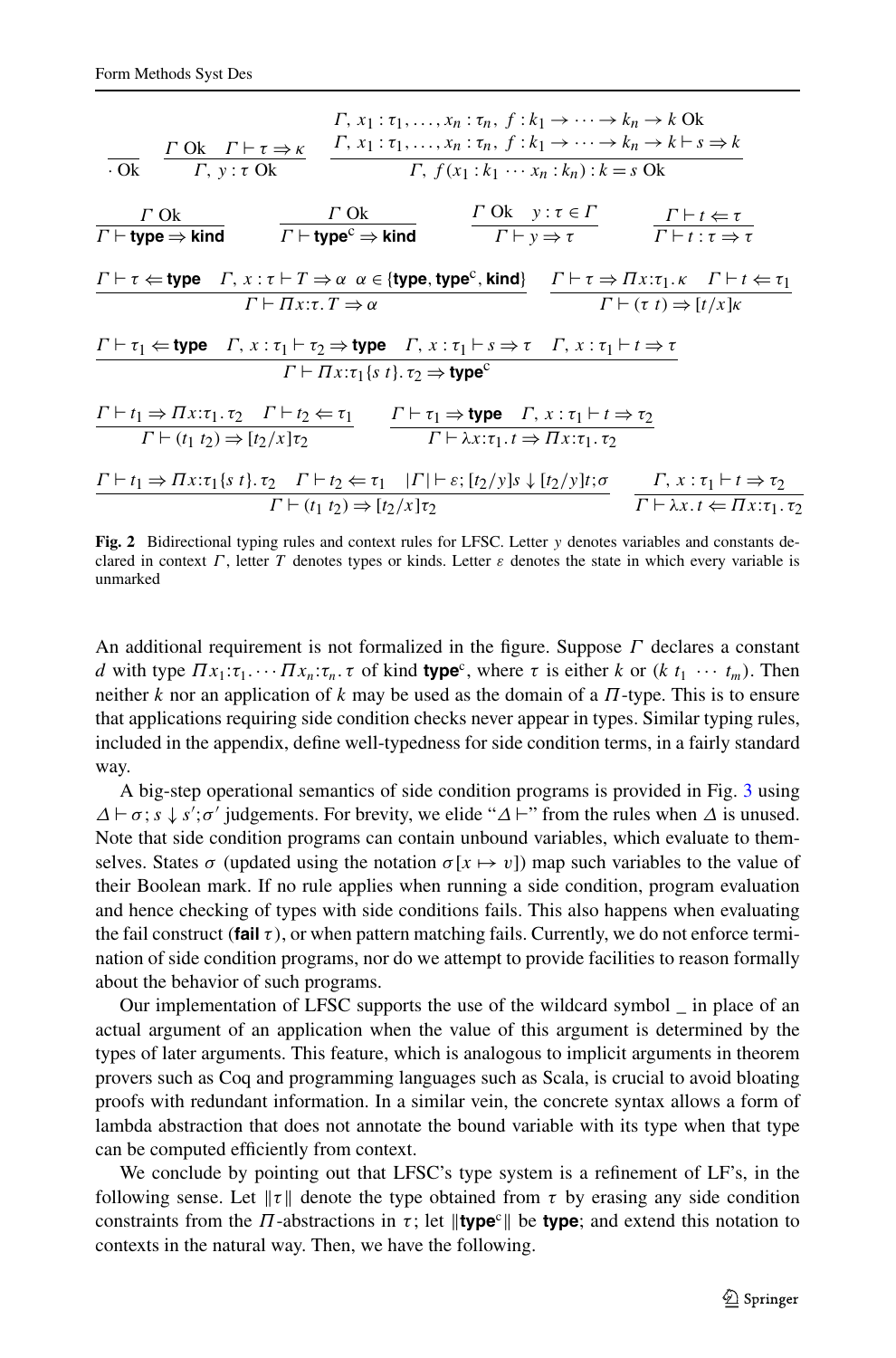$$\frac{}{\cdot \text{ Ok}} \qquad \frac{\Gamma \text{ Ok} \quad \Gamma \vdash \tau \Rightarrow \kappa}{\Gamma,\ y:\tau \text{ Ok}} \qquad \frac{\begin{array}{c}\Gamma,\ x_1:\tau_1,\ldots,x_n:\tau_n,\ f:k_1 \to \cdots \to k_n \to k \text{ Ok} \\ \Gamma,\ x_1:\tau_1,\ldots,x_n:\tau_n,\ f:k_1 \to \cdots \to k_n \to k \vdash s \Rightarrow k\end{array}}{\Gamma,\ f(x_1:k_1\ \cdots\ x_n:k_n):k = s \text{ Ok}}$$

$$\frac{\Gamma \text{ Ok}}{\Gamma \vdash \textsf{type} \Rightarrow \textsf{kind}} \qquad \frac{\Gamma \text{ Ok}}{\Gamma \vdash \textsf{type}^{\text{c}} \Rightarrow \textsf{kind}} \qquad \frac{\Gamma \text{ Ok} \quad y:\tau \in \Gamma}{\Gamma \vdash y \Rightarrow \tau} \qquad \frac{\Gamma \vdash t \Leftarrow \tau}{\Gamma \vdash t:\tau \Rightarrow \tau}$$

$$\frac{\Gamma \vdash \tau \Leftarrow \textsf{type} \quad \Gamma,\ x:\tau \vdash T \Rightarrow \alpha \quad \alpha \in \{\textsf{type}, \textsf{type}^{\text{c}}, \textsf{kind}\}}{\Gamma \vdash \Pi x{:}\tau.\, T \Rightarrow \alpha} \qquad \frac{\Gamma \vdash \tau \Rightarrow \Pi x{:}\tau_1.\,\kappa \quad \Gamma \vdash t \Leftarrow \tau_1}{\Gamma \vdash (\tau\ t) \Rightarrow [t/x]\kappa}$$

$$\frac{\Gamma \vdash \tau_1 \Leftarrow \textsf{type} \quad \Gamma,\ x:\tau_1 \vdash \tau_2 \Rightarrow \textsf{type} \quad \Gamma,\ x:\tau_1 \vdash s \Rightarrow \tau \quad \Gamma,\ x:\tau_1 \vdash t \Rightarrow \tau}{\Gamma \vdash \Pi x{:}\tau_1\{s\ t\}.\,\tau_2 \Rightarrow \textsf{type}^{\text{c}}}$$

$$\frac{\Gamma \vdash t_1 \Rightarrow \Pi x{:}\tau_1.\,\tau_2 \quad \Gamma \vdash t_2 \Leftarrow \tau_1}{\Gamma \vdash (t_1\ t_2) \Rightarrow [t_2/x]\tau_2} \qquad \frac{\Gamma \vdash \tau_1 \Rightarrow \textsf{type} \quad \Gamma,\ x:\tau_1 \vdash t \Rightarrow \tau_2}{\Gamma \vdash \lambda x{:}\tau_1.\, t \Rightarrow \Pi x{:}\tau_1.\,\tau_2}$$

$$\frac{\Gamma \vdash t_1 \Rightarrow \Pi x{:}\tau_1\{s\ t\}.\,\tau_2 \quad \Gamma \vdash t_2 \Leftarrow \tau_1 \quad |\Gamma| \vdash \varepsilon; [t_2/y]s \downarrow [t_2/y]t;\sigma}{\Gamma \vdash (t_1\ t_2) \Rightarrow [t_2/x]\tau_2} \qquad \frac{\Gamma,\ x:\tau_1 \vdash t \Rightarrow \tau_2}{\Gamma \vdash \lambda x.\, t \Leftarrow \Pi x{:}\tau_1.\,\tau_2}$$

**Fig. 2** Bidirectional typing rules and context rules for LFSC. Letter $y$ denotes variables and constants declared in context $\Gamma$, letter $T$ denotes types or kinds. Letter $\varepsilon$ denotes the state in which every variable is unmarked

An additional requirement is not formalized in the figure. Suppose $\Gamma$ declares a constant $d$ with type $\Pi x_1{:}\tau_1.\cdots\Pi x_n{:}\tau_n.\,\tau$ of kind $\textsf{type}^{\text{c}}$, where $\tau$ is either $k$ or $(k\ t_1\ \cdots\ t_m)$. Then neither $k$ nor an application of $k$ may be used as the domain of a $\Pi$-type. This is to ensure that applications requiring side condition checks never appear in types. Similar typing rules, included in the appendix, define well-typedness for side condition terms, in a fairly standard way.

A big-step operational semantics of side condition programs is provided in Fig. 3 using $\Delta \vdash \sigma; s \downarrow s';\sigma'$ judgements. For brevity, we elide "$\Delta \vdash$" from the rules when $\Delta$ is unused. Note that side condition programs can contain unbound variables, which evaluate to themselves. States $\sigma$ (updated using the notation $\sigma[x \mapsto v]$) map such variables to the value of their Boolean mark. If no rule applies when running a side condition, program evaluation and hence checking of types with side conditions fails. This also happens when evaluating the fail construct ($\textbf{fail}\ \tau$), or when pattern matching fails. Currently, we do not enforce termination of side condition programs, nor do we attempt to provide facilities to reason formally about the behavior of such programs.

Our implementation of LFSC supports the use of the wildcard symbol _ in place of an actual argument of an application when the value of this argument is determined by the types of later arguments. This feature, which is analogous to implicit arguments in theorem provers such as Coq and programming languages such as Scala, is crucial to avoid bloating proofs with redundant information. In a similar vein, the concrete syntax allows a form of lambda abstraction that does not annotate the bound variable with its type when that type can be computed efficiently from context.

We conclude by pointing out that LFSC's type system is a refinement of LF's, in the following sense. Let $\|\tau\|$ denote the type obtained from $\tau$ by erasing any side condition constraints from the $\Pi$-abstractions in $\tau$; let $\|\textsf{type}^{\text{c}}\|$ be $\textsf{type}$; and extend this notation to contexts in the natural way. Then, we have the following.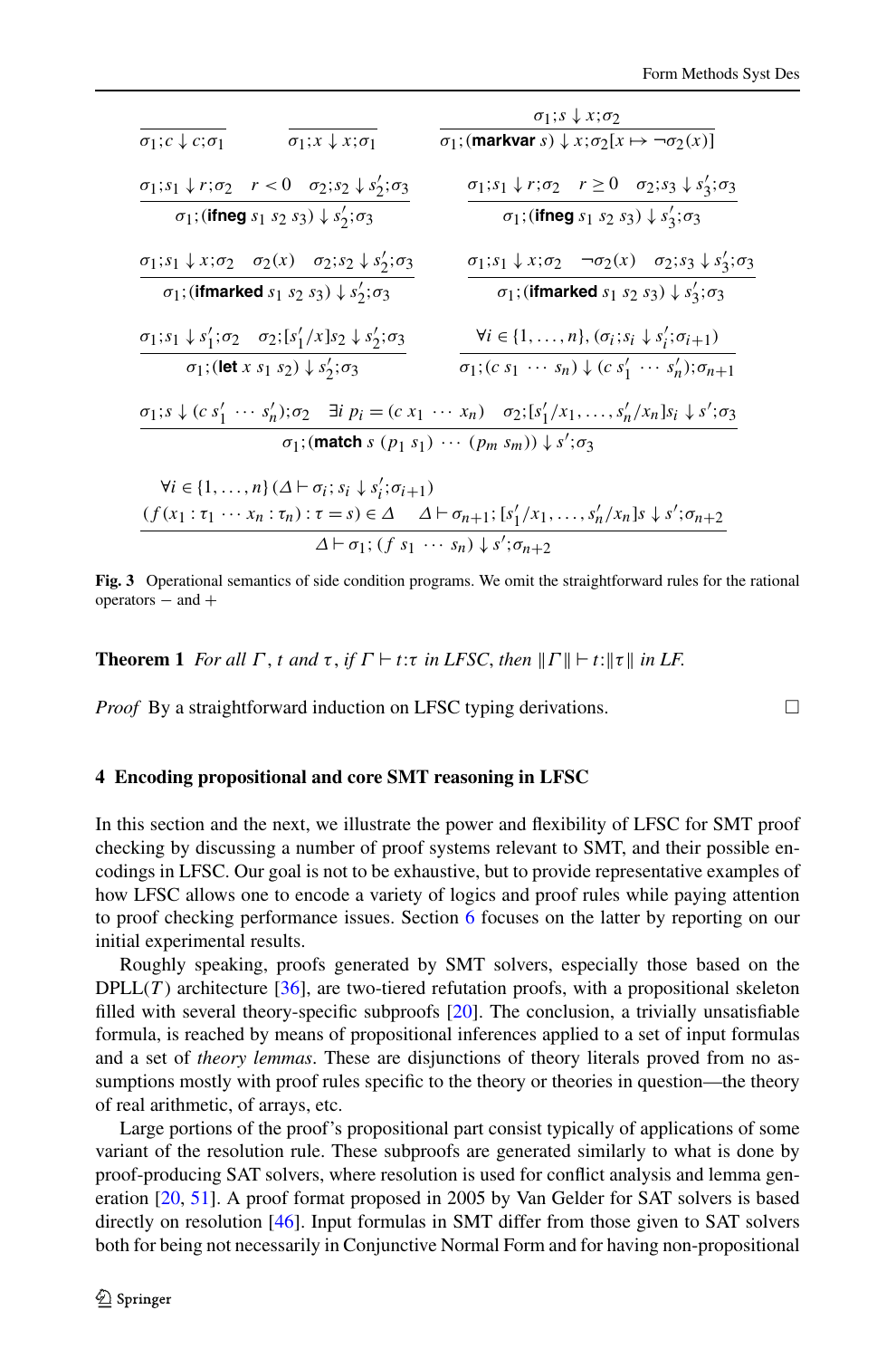$$\frac{}{\sigma_1; c \downarrow c; \sigma_1} \qquad \frac{}{\sigma_1; x \downarrow x; \sigma_1} \qquad \frac{\sigma_1; s \downarrow x; \sigma_2}{\sigma_1; (\textbf{markvar}\ s) \downarrow x; \sigma_2[x \mapsto \neg\sigma_2(x)]}$$

$$\frac{\sigma_1; s_1 \downarrow r; \sigma_2 \quad r < 0 \quad \sigma_2; s_2 \downarrow s_2'; \sigma_3}{\sigma_1; (\textbf{ifneg}\ s_1\ s_2\ s_3) \downarrow s_2'; \sigma_3} \qquad \frac{\sigma_1; s_1 \downarrow r; \sigma_2 \quad r \geq 0 \quad \sigma_2; s_3 \downarrow s_3'; \sigma_3}{\sigma_1; (\textbf{ifneg}\ s_1\ s_2\ s_3) \downarrow s_3'; \sigma_3}$$

$$\frac{\sigma_1; s_1 \downarrow x; \sigma_2 \quad \sigma_2(x) \quad \sigma_2; s_2 \downarrow s_2'; \sigma_3}{\sigma_1; (\textbf{ifmarked}\ s_1\ s_2\ s_3) \downarrow s_2'; \sigma_3} \qquad \frac{\sigma_1; s_1 \downarrow x; \sigma_2 \quad \neg\sigma_2(x) \quad \sigma_2; s_3 \downarrow s_3'; \sigma_3}{\sigma_1; (\textbf{ifmarked}\ s_1\ s_2\ s_3) \downarrow s_3'; \sigma_3}$$

$$\frac{\sigma_1; s_1 \downarrow s_1'; \sigma_2 \quad \sigma_2; [s_1'/x] s_2 \downarrow s_2'; \sigma_3}{\sigma_1; (\textbf{let}\ x\ s_1\ s_2) \downarrow s_2'; \sigma_3} \qquad \frac{\forall i \in \{1, \ldots, n\}, (\sigma_i; s_i \downarrow s_i'; \sigma_{i+1})}{\sigma_1; (c\ s_1\ \cdots\ s_n) \downarrow (c\ s_1'\ \cdots\ s_n'); \sigma_{n+1}}$$

$$\frac{\sigma_1; s \downarrow (c\ s_1'\ \cdots\ s_n'); \sigma_2 \quad \exists i\ p_i = (c\ x_1\ \cdots\ x_n) \quad \sigma_2; [s_1'/x_1, \ldots, s_n'/x_n] s_i \downarrow s'; \sigma_3}{\sigma_1; (\textbf{match}\ s\ (p_1\ s_1)\ \cdots\ (p_m\ s_m)) \downarrow s'; \sigma_3}$$

$$\frac{\begin{array}{c}\forall i \in \{1, \ldots, n\}\ (\Delta \vdash \sigma_i; s_i \downarrow s_i'; \sigma_{i+1}) \\ (f(x_1 : \tau_1 \cdots x_n : \tau_n) : \tau = s) \in \Delta \quad \Delta \vdash \sigma_{n+1}; [s_1'/x_1, \ldots, s_n'/x_n] s \downarrow s'; \sigma_{n+2}\end{array}}{\Delta \vdash \sigma_1; (f\ s_1\ \cdots\ s_n) \downarrow s'; \sigma_{n+2}}$$

**Fig. 3** Operational semantics of side condition programs. We omit the straightforward rules for the rational operators $-$ and $+$

**Theorem 1** *For all $\Gamma$, $t$ and $\tau$, if $\Gamma \vdash t{:}\tau$ in LFSC, then $\|\Gamma\| \vdash t{:}\|\tau\|$ in LF.*

*Proof* By a straightforward induction on LFSC typing derivations. □

## 4 Encoding propositional and core SMT reasoning in LFSC

In this section and the next, we illustrate the power and flexibility of LFSC for SMT proof checking by discussing a number of proof systems relevant to SMT, and their possible encodings in LFSC. Our goal is not to be exhaustive, but to provide representative examples of how LFSC allows one to encode a variety of logics and proof rules while paying attention to proof checking performance issues. Section 6 focuses on the latter by reporting on our initial experimental results.

Roughly speaking, proofs generated by SMT solvers, especially those based on the DPLL($T$) architecture [36], are two-tiered refutation proofs, with a propositional skeleton filled with several theory-specific subproofs [20]. The conclusion, a trivially unsatisfiable formula, is reached by means of propositional inferences applied to a set of input formulas and a set of *theory lemmas*. These are disjunctions of theory literals proved from no assumptions mostly with proof rules specific to the theory or theories in question—the theory of real arithmetic, of arrays, etc.

Large portions of the proof's propositional part consist typically of applications of some variant of the resolution rule. These subproofs are generated similarly to what is done by proof-producing SAT solvers, where resolution is used for conflict analysis and lemma generation [20, 51]. A proof format proposed in 2005 by Van Gelder for SAT solvers is based directly on resolution [46]. Input formulas in SMT differ from those given to SAT solvers both for being not necessarily in Conjunctive Normal Form and for having non-propositional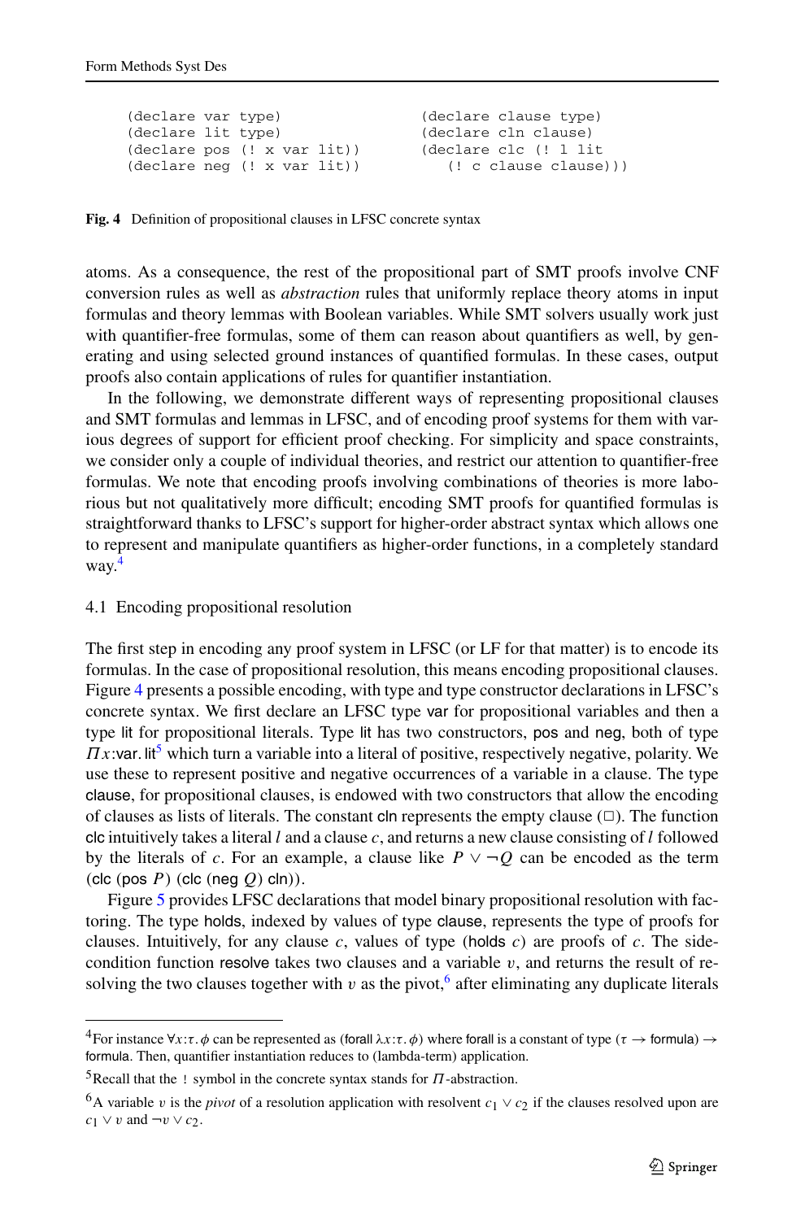```
(declare var type)                (declare clause type)
(declare lit type)                (declare cln clause)
(declare pos (! x var lit))       (declare clc (! l lit
(declare neg (! x var lit))          (! c clause clause)))
```

**Fig. 4** Definition of propositional clauses in LFSC concrete syntax

atoms. As a consequence, the rest of the propositional part of SMT proofs involve CNF conversion rules as well as *abstraction* rules that uniformly replace theory atoms in input formulas and theory lemmas with Boolean variables. While SMT solvers usually work just with quantifier-free formulas, some of them can reason about quantifiers as well, by generating and using selected ground instances of quantified formulas. In these cases, output proofs also contain applications of rules for quantifier instantiation.

In the following, we demonstrate different ways of representing propositional clauses and SMT formulas and lemmas in LFSC, and of encoding proof systems for them with various degrees of support for efficient proof checking. For simplicity and space constraints, we consider only a couple of individual theories, and restrict our attention to quantifier-free formulas. We note that encoding proofs involving combinations of theories is more laborious but not qualitatively more difficult; encoding SMT proofs for quantified formulas is straightforward thanks to LFSC's support for higher-order abstract syntax which allows one to represent and manipulate quantifiers as higher-order functions, in a completely standard way.[4]

## 4.1 Encoding propositional resolution

The first step in encoding any proof system in LFSC (or LF for that matter) is to encode its formulas. In the case of propositional resolution, this means encoding propositional clauses. Figure 4 presents a possible encoding, with type and type constructor declarations in LFSC's concrete syntax. We first declare an LFSC type var for propositional variables and then a type lit for propositional literals. Type lit has two constructors, pos and neg, both of type $\Pi x{:}\mathsf{var}.\,\mathsf{lit}$[5] which turn a variable into a literal of positive, respectively negative, polarity. We use these to represent positive and negative occurrences of a variable in a clause. The type clause, for propositional clauses, is endowed with two constructors that allow the encoding of clauses as lists of literals. The constant cln represents the empty clause ($\Box$). The function clc intuitively takes a literal $l$ and a clause $c$, and returns a new clause consisting of $l$ followed by the literals of $c$. For an example, a clause like $P \vee \neg Q$ can be encoded as the term (clc (pos $P$) (clc (neg $Q$) cln)).

Figure 5 provides LFSC declarations that model binary propositional resolution with factoring. The type holds, indexed by values of type clause, represents the type of proofs for clauses. Intuitively, for any clause $c$, values of type (holds $c$) are proofs of $c$. The side-condition function resolve takes two clauses and a variable $v$, and returns the result of resolving the two clauses together with $v$ as the pivot,[6] after eliminating any duplicate literals

---

[4] For instance $\forall x{:}\tau.\,\phi$ can be represented as (forall $\lambda x{:}\tau.\,\phi$) where forall is a constant of type $(\tau \rightarrow \mathsf{formula}) \rightarrow \mathsf{formula}$. Then, quantifier instantiation reduces to (lambda-term) application.

[5] Recall that the `!` symbol in the concrete syntax stands for $\Pi$-abstraction.

[6] A variable $v$ is the *pivot* of a resolution application with resolvent $c_1 \vee c_2$ if the clauses resolved upon are $c_1 \vee v$ and $\neg v \vee c_2$.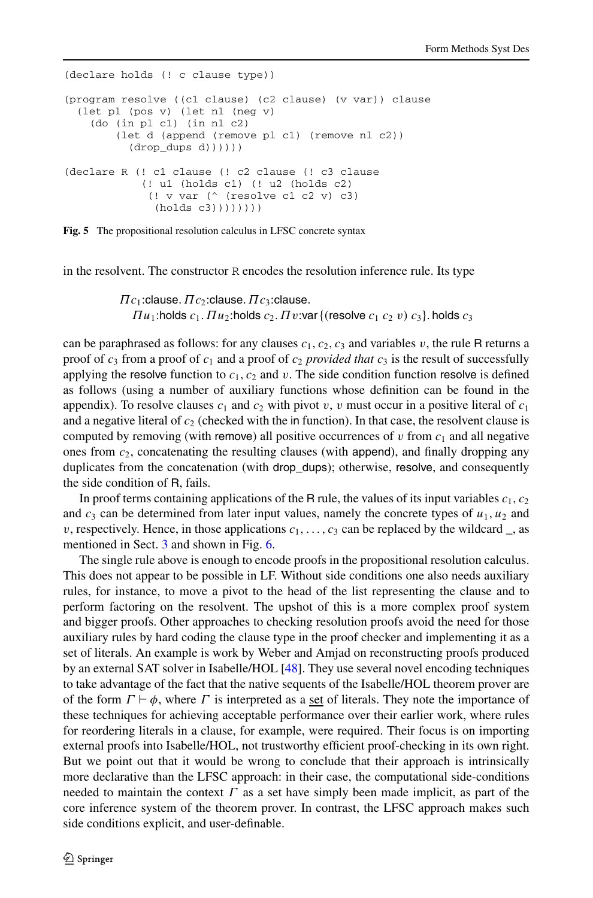```
(declare holds (! c clause type))

(program resolve ((c1 clause) (c2 clause) (v var)) clause
  (let pl (pos v) (let nl (neg v)
    (do (in pl c1) (in nl c2)
        (let d (append (remove pl c1) (remove nl c2))
          (drop_dups d))))))

(declare R (! c1 clause (! c2 clause (! c3 clause
            (! u1 (holds c1) (! u2 (holds c2)
             (! v var (^ (resolve c1 c2 v) c3)
              (holds c3))))))))
```

**Fig. 5** The propositional resolution calculus in LFSC concrete syntax

in the resolvent. The constructor R encodes the resolution inference rule. Its type

$$\Pi c_1{:}\mathsf{clause}.\ \Pi c_2{:}\mathsf{clause}.\ \Pi c_3{:}\mathsf{clause}.$$
$$\Pi u_1{:}\mathsf{holds}\ c_1.\ \Pi u_2{:}\mathsf{holds}\ c_2.\ \Pi v{:}\mathsf{var}\,\{(\mathsf{resolve}\ c_1\ c_2\ v)\ c_3\}.\ \mathsf{holds}\ c_3$$

can be paraphrased as follows: for any clauses $c_1, c_2, c_3$ and variables $v$, the rule R returns a proof of $c_3$ from a proof of $c_1$ and a proof of $c_2$ *provided that* $c_3$ is the result of successfully applying the resolve function to $c_1, c_2$ and $v$. The side condition function resolve is defined as follows (using a number of auxiliary functions whose definition can be found in the appendix). To resolve clauses $c_1$ and $c_2$ with pivot $v$, $v$ must occur in a positive literal of $c_1$ and a negative literal of $c_2$ (checked with the in function). In that case, the resolvent clause is computed by removing (with remove) all positive occurrences of $v$ from $c_1$ and all negative ones from $c_2$, concatenating the resulting clauses (with append), and finally dropping any duplicates from the concatenation (with drop_dups); otherwise, resolve, and consequently the side condition of R, fails.

In proof terms containing applications of the R rule, the values of its input variables $c_1, c_2$ and $c_3$ can be determined from later input values, namely the concrete types of $u_1, u_2$ and $v$, respectively. Hence, in those applications $c_1, \ldots, c_3$ can be replaced by the wildcard _, as mentioned in Sect. 3 and shown in Fig. 6.

The single rule above is enough to encode proofs in the propositional resolution calculus. This does not appear to be possible in LF. Without side conditions one also needs auxiliary rules, for instance, to move a pivot to the head of the list representing the clause and to perform factoring on the resolvent. The upshot of this is a more complex proof system and bigger proofs. Other approaches to checking resolution proofs avoid the need for those auxiliary rules by hard coding the clause type in the proof checker and implementing it as a set of literals. An example is work by Weber and Amjad on reconstructing proofs produced by an external SAT solver in Isabelle/HOL [48]. They use several novel encoding techniques to take advantage of the fact that the native sequents of the Isabelle/HOL theorem prover are of the form $\Gamma \vdash \phi$, where $\Gamma$ is interpreted as a set of literals. They note the importance of these techniques for achieving acceptable performance over their earlier work, where rules for reordering literals in a clause, for example, were required. Their focus is on importing external proofs into Isabelle/HOL, not trustworthy efficient proof-checking in its own right. But we point out that it would be wrong to conclude that their approach is intrinsically more declarative than the LFSC approach: in their case, the computational side-conditions needed to maintain the context $\Gamma$ as a set have simply been made implicit, as part of the core inference system of the theorem prover. In contrast, the LFSC approach makes such side conditions explicit, and user-definable.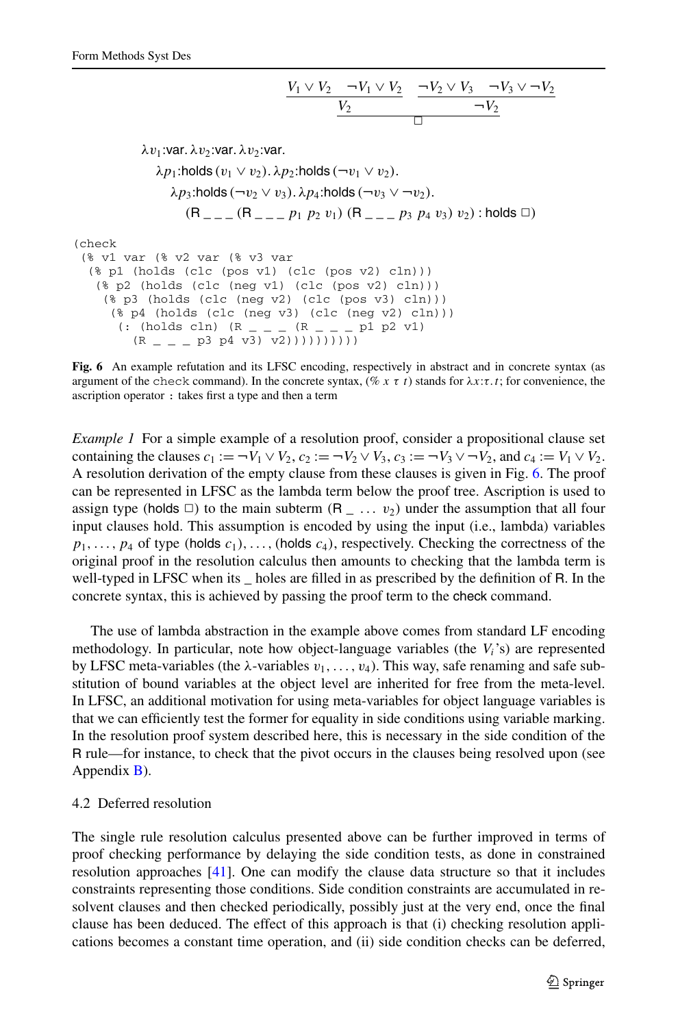$$\dfrac{\dfrac{V_1 \vee V_2 \quad \neg V_1 \vee V_2}{V_2} \quad \dfrac{\neg V_2 \vee V_3 \quad \neg V_3 \vee \neg V_2}{\neg V_2}}{\square}$$

$\lambda v_1$:var. $\lambda v_2$:var. $\lambda v_2$:var.
  $\lambda p_1$:holds $(v_1 \vee v_2)$. $\lambda p_2$:holds $(\neg v_1 \vee v_2)$.
    $\lambda p_3$:holds $(\neg v_2 \vee v_3)$. $\lambda p_4$:holds $(\neg v_3 \vee \neg v_2)$.
      (R _ _ _ (R _ _ _ $p_1$ $p_2$ $v_1$) (R _ _ _ $p_3$ $p_4$ $v_3$) $v_2$) : holds $\square$)

```
(check
 (% v1 var (% v2 var (% v3 var
  (% p1 (holds (clc (pos v1) (clc (pos v2) cln)))
   (% p2 (holds (clc (neg v1) (clc (pos v2) cln)))
    (% p3 (holds (clc (neg v2) (clc (pos v3) cln)))
     (% p4 (holds (clc (neg v3) (clc (neg v2) cln)))
      (: (holds cln) (R _ _ _ (R _ _ _ p1 p2 v1)
        (R _ _ _ p3 p4 v3) v2))))))))))
```

**Fig. 6** An example refutation and its LFSC encoding, respectively in abstract and in concrete syntax (as argument of the check command). In the concrete syntax, (% $x$ $\tau$ $t$) stands for $\lambda x{:}\tau.t$; for convenience, the ascription operator : takes first a type and then a term

*Example 1* For a simple example of a resolution proof, consider a propositional clause set containing the clauses $c_1 := \neg V_1 \vee V_2$, $c_2 := \neg V_2 \vee V_3$, $c_3 := \neg V_3 \vee \neg V_2$, and $c_4 := V_1 \vee V_2$. A resolution derivation of the empty clause from these clauses is given in Fig. 6. The proof can be represented in LFSC as the lambda term below the proof tree. Ascription is used to assign type (holds $\square$) to the main subterm (R _ … $v_2$) under the assumption that all four input clauses hold. This assumption is encoded by using the input (i.e., lambda) variables $p_1, \ldots, p_4$ of type (holds $c_1$), …, (holds $c_4$), respectively. Checking the correctness of the original proof in the resolution calculus then amounts to checking that the lambda term is well-typed in LFSC when its _ holes are filled in as prescribed by the definition of R. In the concrete syntax, this is achieved by passing the proof term to the check command.

The use of lambda abstraction in the example above comes from standard LF encoding methodology. In particular, note how object-language variables (the $V_i$'s) are represented by LFSC meta-variables (the $\lambda$-variables $v_1, \ldots, v_4$). This way, safe renaming and safe substitution of bound variables at the object level are inherited for free from the meta-level. In LFSC, an additional motivation for using meta-variables for object language variables is that we can efficiently test the former for equality in side conditions using variable marking. In the resolution proof system described here, this is necessary in the side condition of the R rule—for instance, to check that the pivot occurs in the clauses being resolved upon (see Appendix B).

### 4.2 Deferred resolution

The single rule resolution calculus presented above can be further improved in terms of proof checking performance by delaying the side condition tests, as done in constrained resolution approaches [41]. One can modify the clause data structure so that it includes constraints representing those conditions. Side condition constraints are accumulated in resolvent clauses and then checked periodically, possibly just at the very end, once the final clause has been deduced. The effect of this approach is that (i) checking resolution applications becomes a constant time operation, and (ii) side condition checks can be deferred,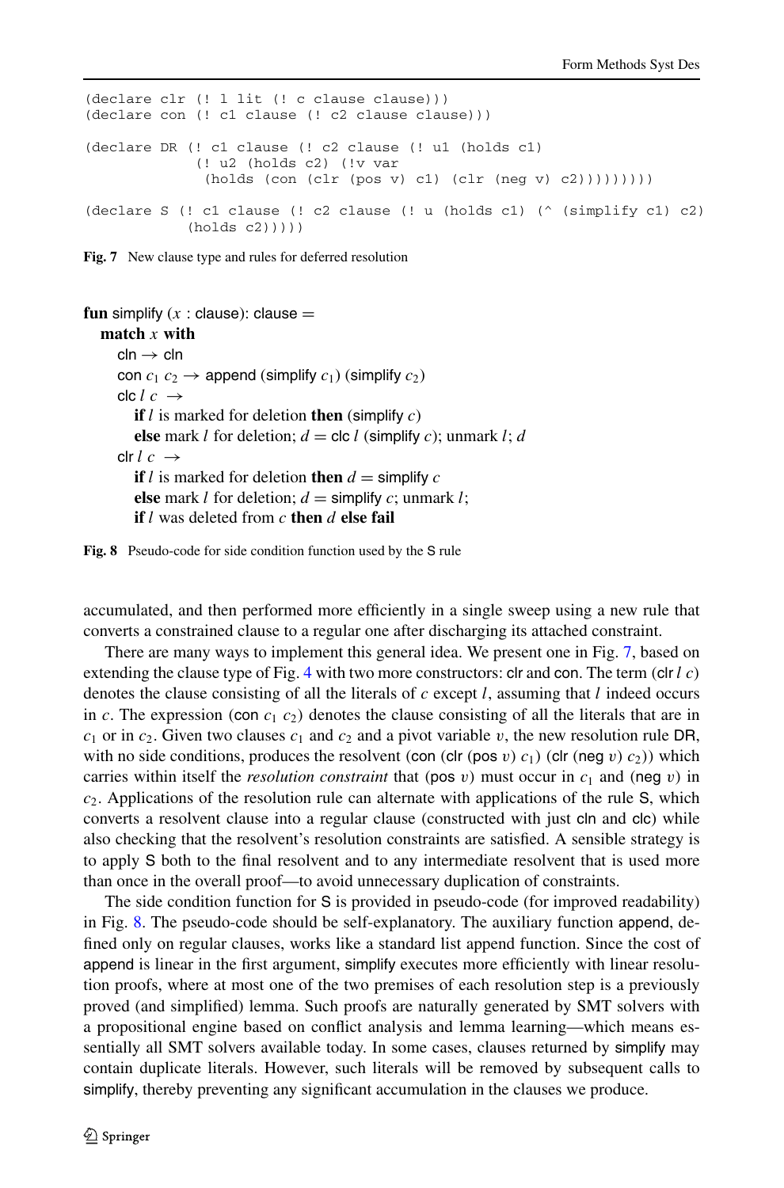```
(declare clr (! l lit (! c clause clause)))
(declare con (! c1 clause (! c2 clause clause)))

(declare DR (! c1 clause (! c2 clause (! u1 (holds c1)
             (! u2 (holds c2) (!v var
              (holds (con (clr (pos v) c1) (clr (neg v) c2)))))))))

(declare S (! c1 clause (! c2 clause (! u (holds c1) (^ (simplify c1) c2)
           (holds c2)))))
```

**Fig. 7** New clause type and rules for deferred resolution

**fun** simplify ($x$ : clause): clause =
  **match** $x$ **with**
    cln → cln
    con $c_1$ $c_2$ → append (simplify $c_1$) (simplify $c_2$)
    clc $l$ $c$ →
      **if** $l$ is marked for deletion **then** (simplify $c$)
      **else** mark $l$ for deletion; $d$ = clc $l$ (simplify $c$); unmark $l$; $d$
    clr $l$ $c$ →
      **if** $l$ is marked for deletion **then** $d$ = simplify $c$
      **else** mark $l$ for deletion; $d$ = simplify $c$; unmark $l$;
      **if** $l$ was deleted from $c$ **then** $d$ **else fail**

**Fig. 8** Pseudo-code for side condition function used by the S rule

accumulated, and then performed more efficiently in a single sweep using a new rule that converts a constrained clause to a regular one after discharging its attached constraint.

There are many ways to implement this general idea. We present one in Fig. 7, based on extending the clause type of Fig. 4 with two more constructors: clr and con. The term (clr $l$ $c$) denotes the clause consisting of all the literals of $c$ except $l$, assuming that $l$ indeed occurs in $c$. The expression (con $c_1$ $c_2$) denotes the clause consisting of all the literals that are in $c_1$ or in $c_2$. Given two clauses $c_1$ and $c_2$ and a pivot variable $v$, the new resolution rule DR, with no side conditions, produces the resolvent (con (clr (pos $v$) $c_1$) (clr (neg $v$) $c_2$)) which carries within itself the *resolution constraint* that (pos $v$) must occur in $c_1$ and (neg $v$) in $c_2$. Applications of the resolution rule can alternate with applications of the rule S, which converts a resolvent clause into a regular clause (constructed with just cln and clc) while also checking that the resolvent's resolution constraints are satisfied. A sensible strategy is to apply S both to the final resolvent and to any intermediate resolvent that is used more than once in the overall proof—to avoid unnecessary duplication of constraints.

The side condition function for S is provided in pseudo-code (for improved readability) in Fig. 8. The pseudo-code should be self-explanatory. The auxiliary function append, defined only on regular clauses, works like a standard list append function. Since the cost of append is linear in the first argument, simplify executes more efficiently with linear resolution proofs, where at most one of the two premises of each resolution step is a previously proved (and simplified) lemma. Such proofs are naturally generated by SMT solvers with a propositional engine based on conflict analysis and lemma learning—which means essentially all SMT solvers available today. In some cases, clauses returned by simplify may contain duplicate literals. However, such literals will be removed by subsequent calls to simplify, thereby preventing any significant accumulation in the clauses we produce.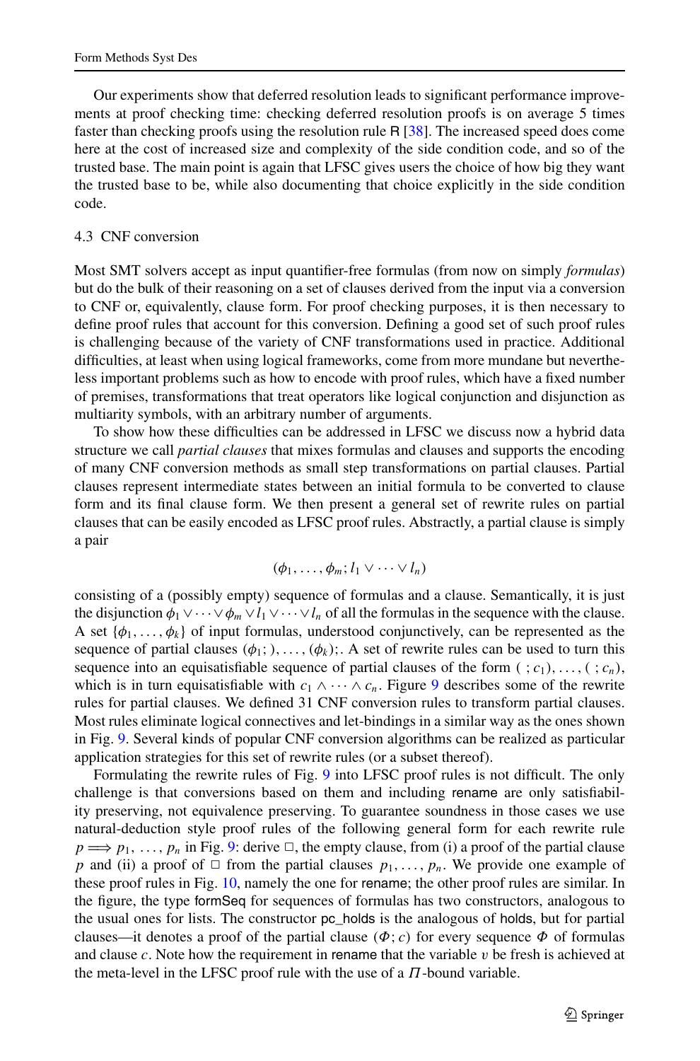Our experiments show that deferred resolution leads to significant performance improvements at proof checking time: checking deferred resolution proofs is on average 5 times faster than checking proofs using the resolution rule R [38]. The increased speed does come here at the cost of increased size and complexity of the side condition code, and so of the trusted base. The main point is again that LFSC gives users the choice of how big they want the trusted base to be, while also documenting that choice explicitly in the side condition code.

### 4.3 CNF conversion

Most SMT solvers accept as input quantifier-free formulas (from now on simply *formulas*) but do the bulk of their reasoning on a set of clauses derived from the input via a conversion to CNF or, equivalently, clause form. For proof checking purposes, it is then necessary to define proof rules that account for this conversion. Defining a good set of such proof rules is challenging because of the variety of CNF transformations used in practice. Additional difficulties, at least when using logical frameworks, come from more mundane but nevertheless important problems such as how to encode with proof rules, which have a fixed number of premises, transformations that treat operators like logical conjunction and disjunction as multiarity symbols, with an arbitrary number of arguments.

To show how these difficulties can be addressed in LFSC we discuss now a hybrid data structure we call *partial clauses* that mixes formulas and clauses and supports the encoding of many CNF conversion methods as small step transformations on partial clauses. Partial clauses represent intermediate states between an initial formula to be converted to clause form and its final clause form. We then present a general set of rewrite rules on partial clauses that can be easily encoded as LFSC proof rules. Abstractly, a partial clause is simply a pair

$$(\phi_1, \ldots, \phi_m; l_1 \vee \cdots \vee l_n)$$

consisting of a (possibly empty) sequence of formulas and a clause. Semantically, it is just the disjunction $\phi_1 \vee \cdots \vee \phi_m \vee l_1 \vee \cdots \vee l_n$ of all the formulas in the sequence with the clause. A set $\{\phi_1, \ldots, \phi_k\}$ of input formulas, understood conjunctively, can be represented as the sequence of partial clauses $(\phi_1; ), \ldots, (\phi_k);$. A set of rewrite rules can be used to turn this sequence into an equisatisfiable sequence of partial clauses of the form $( ; c_1), \ldots, ( ; c_n)$, which is in turn equisatisfiable with $c_1 \wedge \cdots \wedge c_n$. Figure 9 describes some of the rewrite rules for partial clauses. We defined 31 CNF conversion rules to transform partial clauses. Most rules eliminate logical connectives and let-bindings in a similar way as the ones shown in Fig. 9. Several kinds of popular CNF conversion algorithms can be realized as particular application strategies for this set of rewrite rules (or a subset thereof).

Formulating the rewrite rules of Fig. 9 into LFSC proof rules is not difficult. The only challenge is that conversions based on them and including rename are only satisfiability preserving, not equivalence preserving. To guarantee soundness in those cases we use natural-deduction style proof rules of the following general form for each rewrite rule $p \Longrightarrow p_1, \ldots, p_n$ in Fig. 9: derive $\square$, the empty clause, from (i) a proof of the partial clause $p$ and (ii) a proof of $\square$ from the partial clauses $p_1, \ldots, p_n$. We provide one example of these proof rules in Fig. 10, namely the one for rename; the other proof rules are similar. In the figure, the type formSeq for sequences of formulas has two constructors, analogous to the usual ones for lists. The constructor pc_holds is the analogous of holds, but for partial clauses—it denotes a proof of the partial clause $(\Phi; c)$ for every sequence $\Phi$ of formulas and clause $c$. Note how the requirement in rename that the variable $v$ be fresh is achieved at the meta-level in the LFSC proof rule with the use of a $\Pi$-bound variable.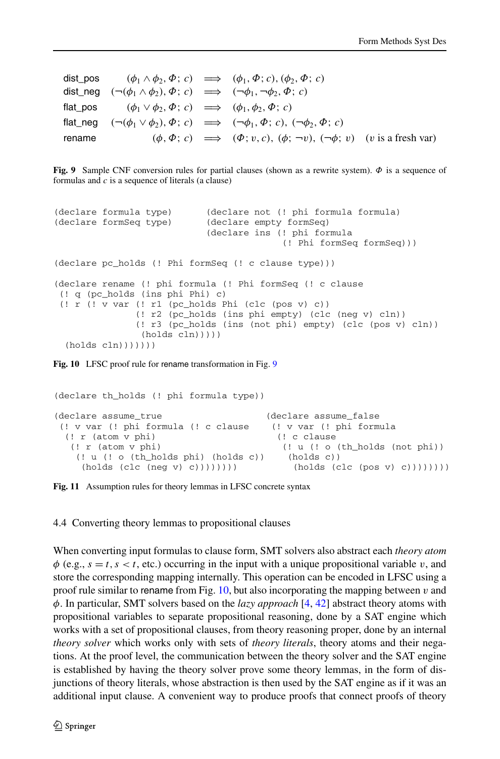| | | | | |
|---|---|---|---|---|
| dist_pos | $(\phi_1 \wedge \phi_2, \Phi;\ c)$ | $\Longrightarrow$ | $(\phi_1, \Phi;\ c), (\phi_2, \Phi;\ c)$ | |
| dist_neg | $(\neg(\phi_1 \wedge \phi_2), \Phi;\ c)$ | $\Longrightarrow$ | $(\neg\phi_1, \neg\phi_2, \Phi;\ c)$ | |
| flat_pos | $(\phi_1 \vee \phi_2, \Phi;\ c)$ | $\Longrightarrow$ | $(\phi_1, \phi_2, \Phi;\ c)$ | |
| flat_neg | $(\neg(\phi_1 \vee \phi_2), \Phi;\ c)$ | $\Longrightarrow$ | $(\neg\phi_1, \Phi;\ c),\ (\neg\phi_2, \Phi;\ c)$ | |
| rename | $(\phi, \Phi;\ c)$ | $\Longrightarrow$ | $(\Phi;\ v, c),\ (\phi;\ \neg v),\ (\neg\phi;\ v)$ | ($v$ is a fresh var) |

**Fig. 9** Sample CNF conversion rules for partial clauses (shown as a rewrite system). $\Phi$ is a sequence of formulas and $c$ is a sequence of literals (a clause)

```
(declare formula type)        (declare not (! phi formula formula)
(declare formSeq type)        (declare empty formSeq)
                              (declare ins (! phi formula
                                              (! Phi formSeq formSeq)))

(declare pc_holds (! Phi formSeq (! c clause type)))

(declare rename (! phi formula (! Phi formSeq (! c clause
 (! q (pc_holds (ins phi Phi) c)
 (! r (! v var (! r1 (pc_holds Phi (clc (pos v) c))
               (! r2 (pc_holds (ins phi empty) (clc (neg v) cln))
               (! r3 (pc_holds (ins (not phi) empty) (clc (pos v) cln))
                (holds cln)))))
  (holds cln)))))))
```

**Fig. 10** LFSC proof rule for rename transformation in Fig. 9

```
(declare th_holds (! phi formula type))

(declare assume_true                      (declare assume_false
 (! v var (! phi formula (! c clause       (! v var (! phi formula
  (! r (atom v phi)                         (! c clause
   (! r (atom v phi)                         (! u (! o (th_holds (not phi))
    (! u (! o (th_holds phi) (holds c))       (holds c))
     (holds (clc (neg v) c))))))))             (holds (clc (pos v) c))))))))
```

**Fig. 11** Assumption rules for theory lemmas in LFSC concrete syntax

### 4.4 Converting theory lemmas to propositional clauses

When converting input formulas to clause form, SMT solvers also abstract each *theory atom* $\phi$ (e.g., $s = t$, $s < t$, etc.) occurring in the input with a unique propositional variable $v$, and store the corresponding mapping internally. This operation can be encoded in LFSC using a proof rule similar to rename from Fig. 10, but also incorporating the mapping between $v$ and $\phi$. In particular, SMT solvers based on the *lazy approach* [4, 42] abstract theory atoms with propositional variables to separate propositional reasoning, done by a SAT engine which works with a set of propositional clauses, from theory reasoning proper, done by an internal *theory solver* which works only with sets of *theory literals*, theory atoms and their negations. At the proof level, the communication between the theory solver and the SAT engine is established by having the theory solver prove some theory lemmas, in the form of disjunctions of theory literals, whose abstraction is then used by the SAT engine as if it was an additional input clause. A convenient way to produce proofs that connect proofs of theory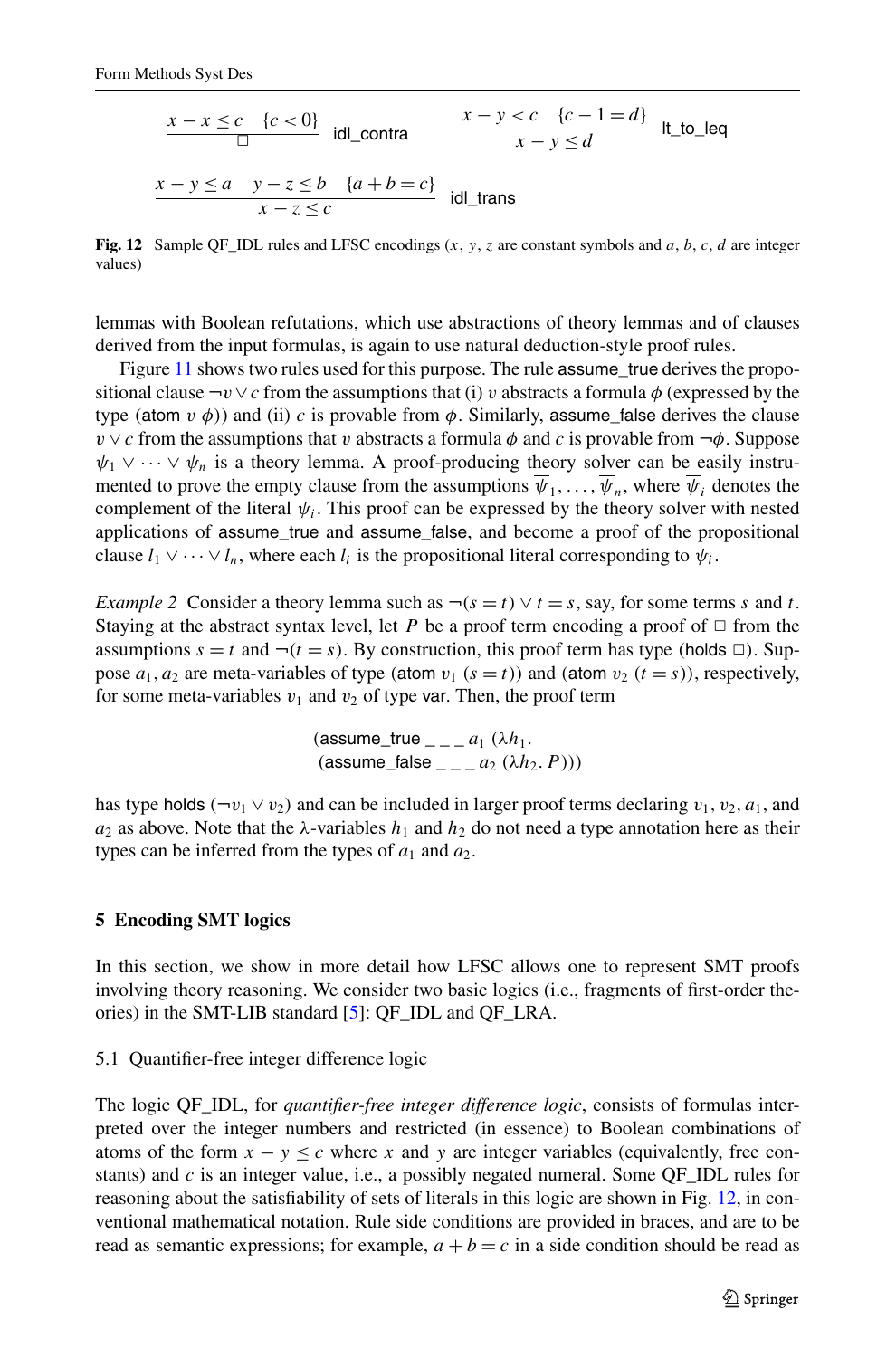$$\frac{x - x \le c \quad \{c < 0\}}{\Box} \;\; \text{idl\_contra} \qquad \frac{x - y < c \quad \{c - 1 = d\}}{x - y \le d} \;\; \text{lt\_to\_leq}$$

$$\frac{x - y \le a \quad y - z \le b \quad \{a + b = c\}}{x - z \le c} \;\; \text{idl\_trans}$$

**Fig. 12** Sample QF_IDL rules and LFSC encodings ($x$, $y$, $z$ are constant symbols and $a$, $b$, $c$, $d$ are integer values)

lemmas with Boolean refutations, which use abstractions of theory lemmas and of clauses derived from the input formulas, is again to use natural deduction-style proof rules.

Figure 11 shows two rules used for this purpose. The rule assume_true derives the propositional clause $\neg v \vee c$ from the assumptions that (i) $v$ abstracts a formula $\phi$ (expressed by the type (atom $v$ $\phi$)) and (ii) $c$ is provable from $\phi$. Similarly, assume_false derives the clause $v \vee c$ from the assumptions that $v$ abstracts a formula $\phi$ and $c$ is provable from $\neg\phi$. Suppose $\psi_1 \vee \cdots \vee \psi_n$ is a theory lemma. A proof-producing theory solver can be easily instrumented to prove the empty clause from the assumptions $\overline{\psi}_1, \ldots, \overline{\psi}_n$, where $\overline{\psi}_i$ denotes the complement of the literal $\psi_i$. This proof can be expressed by the theory solver with nested applications of assume_true and assume_false, and become a proof of the propositional clause $l_1 \vee \cdots \vee l_n$, where each $l_i$ is the propositional literal corresponding to $\psi_i$.

*Example 2* Consider a theory lemma such as $\neg(s = t) \vee t = s$, say, for some terms $s$ and $t$. Staying at the abstract syntax level, let $P$ be a proof term encoding a proof of $\Box$ from the assumptions $s = t$ and $\neg(t = s)$. By construction, this proof term has type (holds $\Box$). Suppose $a_1, a_2$ are meta-variables of type (atom $v_1$ $(s = t)$) and (atom $v_2$ $(t = s)$), respectively, for some meta-variables $v_1$ and $v_2$ of type var. Then, the proof term

(assume_true _ _ _ $a_1$ $(\lambda h_1.$
(assume_false _ _ _ $a_2$ $(\lambda h_2. P)))$

has type holds $(\neg v_1 \vee v_2)$ and can be included in larger proof terms declaring $v_1$, $v_2$, $a_1$, and $a_2$ as above. Note that the $\lambda$-variables $h_1$ and $h_2$ do not need a type annotation here as their types can be inferred from the types of $a_1$ and $a_2$.

## 5 Encoding SMT logics

In this section, we show in more detail how LFSC allows one to represent SMT proofs involving theory reasoning. We consider two basic logics (i.e., fragments of first-order theories) in the SMT-LIB standard [5]: QF_IDL and QF_LRA.

### 5.1 Quantifier-free integer difference logic

The logic QF_IDL, for *quantifier-free integer difference logic*, consists of formulas interpreted over the integer numbers and restricted (in essence) to Boolean combinations of atoms of the form $x - y \le c$ where $x$ and $y$ are integer variables (equivalently, free constants) and $c$ is an integer value, i.e., a possibly negated numeral. Some QF_IDL rules for reasoning about the satisfiability of sets of literals in this logic are shown in Fig. 12, in conventional mathematical notation. Rule side conditions are provided in braces, and are to be read as semantic expressions; for example, $a + b = c$ in a side condition should be read as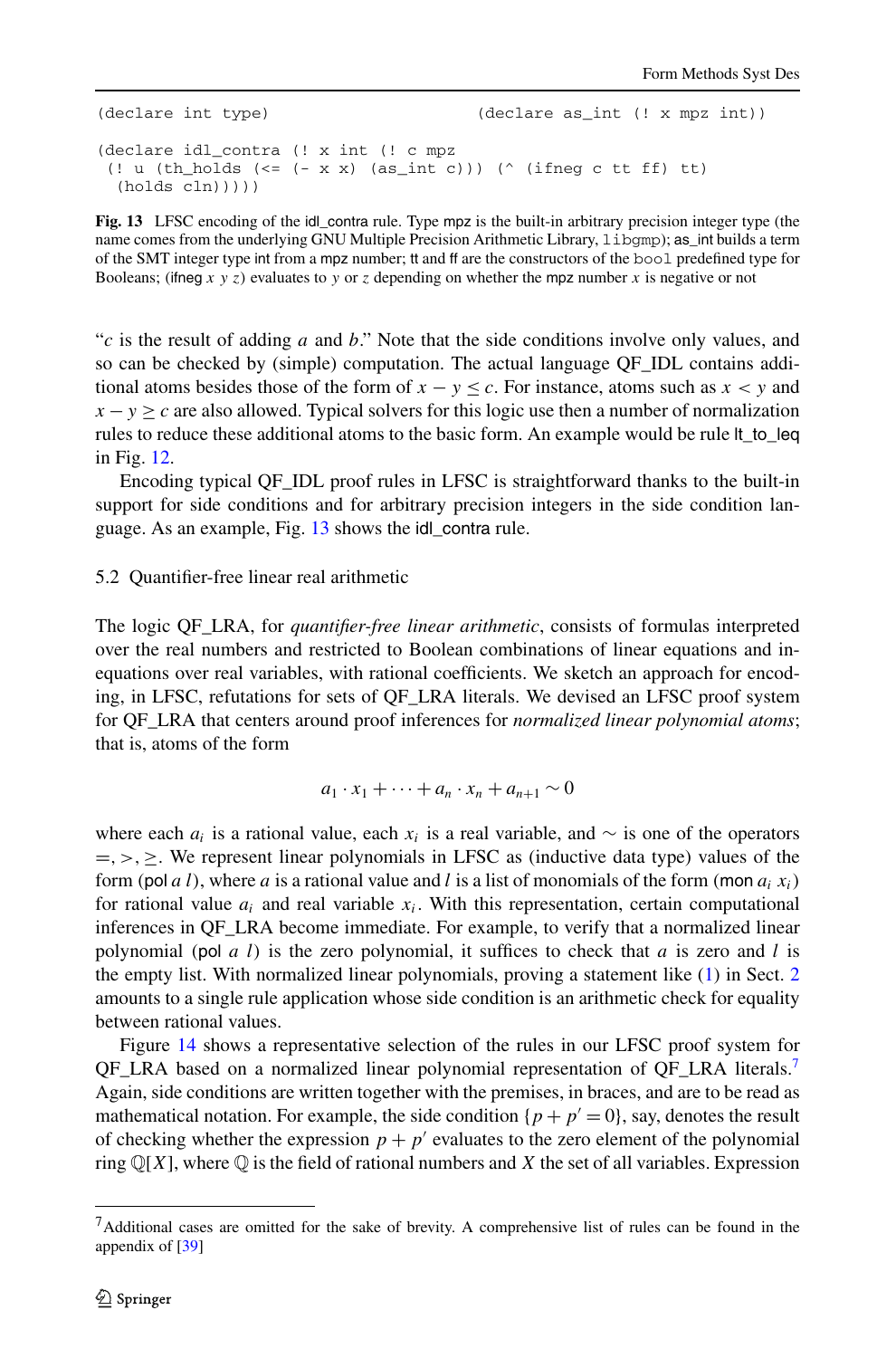```
(declare int type)                          (declare as_int (! x mpz int))

(declare idl_contra (! x int (! c mpz
 (! u (th_holds (<= (- x x) (as_int c))) (^ (ifneg c tt ff) tt)
  (holds cln)))))
```

**Fig. 13** LFSC encoding of the idl_contra rule. Type mpz is the built-in arbitrary precision integer type (the name comes from the underlying GNU Multiple Precision Arithmetic Library, `libgmp`); as_int builds a term of the SMT integer type int from a mpz number; tt and ff are the constructors of the `bool` predefined type for Booleans; (ifneg $x$ $y$ $z$) evaluates to $y$ or $z$ depending on whether the mpz number $x$ is negative or not

"$c$ is the result of adding $a$ and $b$." Note that the side conditions involve only values, and so can be checked by (simple) computation. The actual language QF_IDL contains additional atoms besides those of the form of $x - y \leq c$. For instance, atoms such as $x < y$ and $x - y \geq c$ are also allowed. Typical solvers for this logic use then a number of normalization rules to reduce these additional atoms to the basic form. An example would be rule lt_to_leq in Fig. 12.

Encoding typical QF_IDL proof rules in LFSC is straightforward thanks to the built-in support for side conditions and for arbitrary precision integers in the side condition language. As an example, Fig. 13 shows the idl_contra rule.

### 5.2 Quantifier-free linear real arithmetic

The logic QF_LRA, for *quantifier-free linear arithmetic*, consists of formulas interpreted over the real numbers and restricted to Boolean combinations of linear equations and inequations over real variables, with rational coefficients. We sketch an approach for encoding, in LFSC, refutations for sets of QF_LRA literals. We devised an LFSC proof system for QF_LRA that centers around proof inferences for *normalized linear polynomial atoms*; that is, atoms of the form

$$a_1 \cdot x_1 + \cdots + a_n \cdot x_n + a_{n+1} \sim 0$$

where each $a_i$ is a rational value, each $x_i$ is a real variable, and $\sim$ is one of the operators $=, >, \geq$. We represent linear polynomials in LFSC as (inductive data type) values of the form (pol $a$ $l$), where $a$ is a rational value and $l$ is a list of monomials of the form (mon $a_i$ $x_i$) for rational value $a_i$ and real variable $x_i$. With this representation, certain computational inferences in QF_LRA become immediate. For example, to verify that a normalized linear polynomial (pol $a$ $l$) is the zero polynomial, it suffices to check that $a$ is zero and $l$ is the empty list. With normalized linear polynomials, proving a statement like (1) in Sect. 2 amounts to a single rule application whose side condition is an arithmetic check for equality between rational values.

Figure 14 shows a representative selection of the rules in our LFSC proof system for QF_LRA based on a normalized linear polynomial representation of QF_LRA literals.[7] Again, side conditions are written together with the premises, in braces, and are to be read as mathematical notation. For example, the side condition $\{p + p' = 0\}$, say, denotes the result of checking whether the expression $p + p'$ evaluates to the zero element of the polynomial ring $\mathbb{Q}[X]$, where $\mathbb{Q}$ is the field of rational numbers and $X$ the set of all variables. Expression

[7] Additional cases are omitted for the sake of brevity. A comprehensive list of rules can be found in the appendix of [39]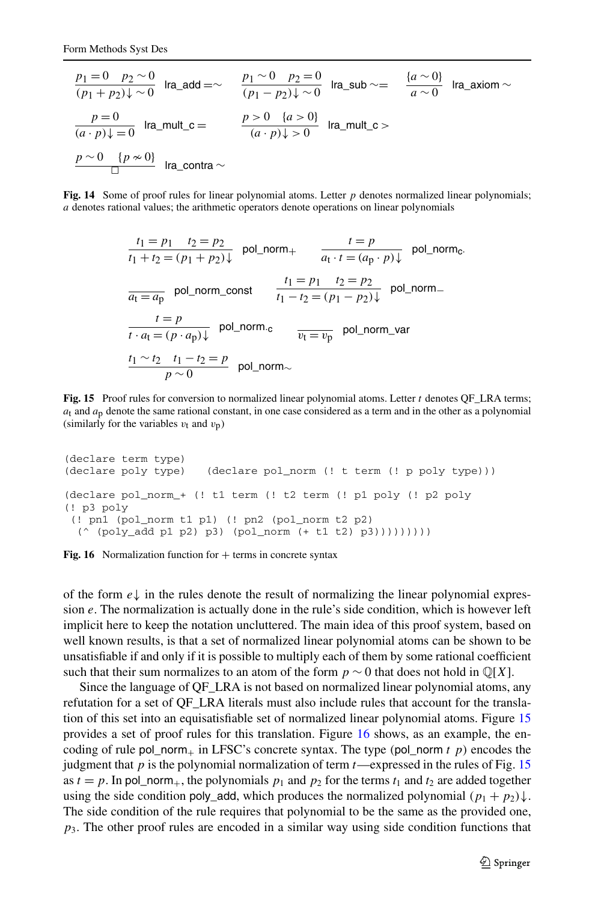$$\frac{p_1 = 0 \quad p_2 \sim 0}{(p_1 + p_2)\!\downarrow \sim 0}\ \textsf{lra\_add}\!=\!\sim \qquad \frac{p_1 \sim 0 \quad p_2 = 0}{(p_1 - p_2)\!\downarrow \sim 0}\ \textsf{lra\_sub}\sim\!= \qquad \frac{\{a \sim 0\}}{a \sim 0}\ \textsf{lra\_axiom}\sim$$

$$\frac{p = 0}{(a \cdot p)\!\downarrow = 0}\ \textsf{lra\_mult\_c}= \qquad \frac{p > 0 \quad \{a > 0\}}{(a \cdot p)\!\downarrow > 0}\ \textsf{lra\_mult\_c}>$$

$$\frac{p \sim 0 \quad \{p \nsim 0\}}{\square}\ \textsf{lra\_contra}\sim$$

**Fig. 14** Some of proof rules for linear polynomial atoms. Letter $p$ denotes normalized linear polynomials; $a$ denotes rational values; the arithmetic operators denote operations on linear polynomials

$$\frac{t_1 = p_1 \quad t_2 = p_2}{t_1 + t_2 = (p_1 + p_2)\!\downarrow}\ \textsf{pol\_norm}_+ \qquad \frac{t = p}{a_t \cdot t = (a_p \cdot p)\!\downarrow}\ \textsf{pol\_norm}_{c\cdot}$$

$$\frac{}{a_t = a_p}\ \textsf{pol\_norm\_const} \qquad \frac{t_1 = p_1 \quad t_2 = p_2}{t_1 - t_2 = (p_1 - p_2)\!\downarrow}\ \textsf{pol\_norm}_-$$

$$\frac{t = p}{t \cdot a_t = (p \cdot a_p)\!\downarrow}\ \textsf{pol\_norm}_{\cdot c} \qquad \frac{}{v_t = v_p}\ \textsf{pol\_norm\_var}$$

$$\frac{t_1 \sim t_2 \quad t_1 - t_2 = p}{p \sim 0}\ \textsf{pol\_norm}_\sim$$

**Fig. 15** Proof rules for conversion to normalized linear polynomial atoms. Letter $t$ denotes QF_LRA terms; $a_t$ and $a_p$ denote the same rational constant, in one case considered as a term and in the other as a polynomial (similarly for the variables $v_t$ and $v_p$)

```
(declare term type)
(declare poly type)   (declare pol_norm (! t term (! p poly type)))

(declare pol_norm_+ (! t1 term (! t2 term (! p1 poly (! p2 poly
(! p3 poly
 (! pn1 (pol_norm t1 p1) (! pn2 (pol_norm t2 p2)
  (^ (poly_add p1 p2) p3) (pol_norm (+ t1 t2) p3)))))))))
```

**Fig. 16** Normalization function for + terms in concrete syntax

of the form $e\!\downarrow$ in the rules denote the result of normalizing the linear polynomial expression $e$. The normalization is actually done in the rule's side condition, which is however left implicit here to keep the notation uncluttered. The main idea of this proof system, based on well known results, is that a set of normalized linear polynomial atoms can be shown to be unsatisfiable if and only if it is possible to multiply each of them by some rational coefficient such that their sum normalizes to an atom of the form $p \sim 0$ that does not hold in $\mathbb{Q}[X]$.

Since the language of QF_LRA is not based on normalized linear polynomial atoms, any refutation for a set of QF_LRA literals must also include rules that account for the translation of this set into an equisatisfiable set of normalized linear polynomial atoms. Figure 15 provides a set of proof rules for this translation. Figure 16 shows, as an example, the encoding of rule $\textsf{pol\_norm}_+$ in LFSC's concrete syntax. The type ($\textsf{pol\_norm}$ $t$ $p$) encodes the judgment that $p$ is the polynomial normalization of term $t$—expressed in the rules of Fig. 15 as $t = p$. In $\textsf{pol\_norm}_+$, the polynomials $p_1$ and $p_2$ for the terms $t_1$ and $t_2$ are added together using the side condition $\textsf{poly\_add}$, which produces the normalized polynomial $(p_1 + p_2)\!\downarrow$. The side condition of the rule requires that polynomial to be the same as the provided one, $p_3$. The other proof rules are encoded in a similar way using side condition functions that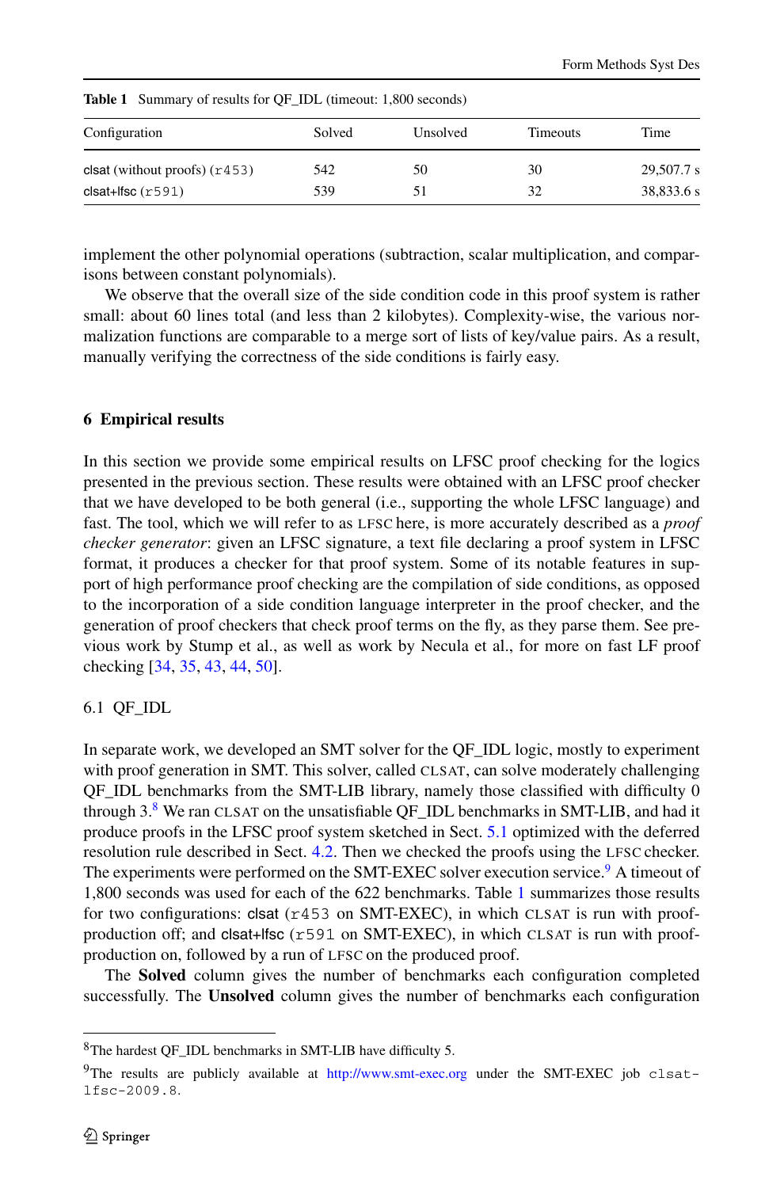**Table 1** Summary of results for QF_IDL (timeout: 1,800 seconds)

| Configuration | Solved | Unsolved | Timeouts | Time |
|---|---|---|---|---|
| clsat (without proofs) (`r453`) | 542 | 50 | 30 | 29,507.7 s |
| clsat+lfsc (`r591`) | 539 | 51 | 32 | 38,833.6 s |

implement the other polynomial operations (subtraction, scalar multiplication, and comparisons between constant polynomials).

We observe that the overall size of the side condition code in this proof system is rather small: about 60 lines total (and less than 2 kilobytes). Complexity-wise, the various normalization functions are comparable to a merge sort of lists of key/value pairs. As a result, manually verifying the correctness of the side conditions is fairly easy.

## 6 Empirical results

In this section we provide some empirical results on LFSC proof checking for the logics presented in the previous section. These results were obtained with an LFSC proof checker that we have developed to be both general (i.e., supporting the whole LFSC language) and fast. The tool, which we will refer to as LFSC here, is more accurately described as a *proof checker generator*: given an LFSC signature, a text file declaring a proof system in LFSC format, it produces a checker for that proof system. Some of its notable features in support of high performance proof checking are the compilation of side conditions, as opposed to the incorporation of a side condition language interpreter in the proof checker, and the generation of proof checkers that check proof terms on the fly, as they parse them. See previous work by Stump et al., as well as work by Necula et al., for more on fast LF proof checking [34, 35, 43, 44, 50].

### 6.1 QF_IDL

In separate work, we developed an SMT solver for the QF_IDL logic, mostly to experiment with proof generation in SMT. This solver, called CLSAT, can solve moderately challenging QF_IDL benchmarks from the SMT-LIB library, namely those classified with difficulty 0 through 3.[8] We ran CLSAT on the unsatisfiable QF_IDL benchmarks in SMT-LIB, and had it produce proofs in the LFSC proof system sketched in Sect. 5.1 optimized with the deferred resolution rule described in Sect. 4.2. Then we checked the proofs using the LFSC checker. The experiments were performed on the SMT-EXEC solver execution service.[9] A timeout of 1,800 seconds was used for each of the 622 benchmarks. Table 1 summarizes those results for two configurations: clsat (`r453` on SMT-EXEC), in which CLSAT is run with proof-production off; and clsat+lfsc (`r591` on SMT-EXEC), in which CLSAT is run with proof-production on, followed by a run of LFSC on the produced proof.

The **Solved** column gives the number of benchmarks each configuration completed successfully. The **Unsolved** column gives the number of benchmarks each configuration

[8] The hardest QF_IDL benchmarks in SMT-LIB have difficulty 5.

[9] The results are publicly available at http://www.smt-exec.org under the SMT-EXEC job `clsat-lfsc-2009.8`.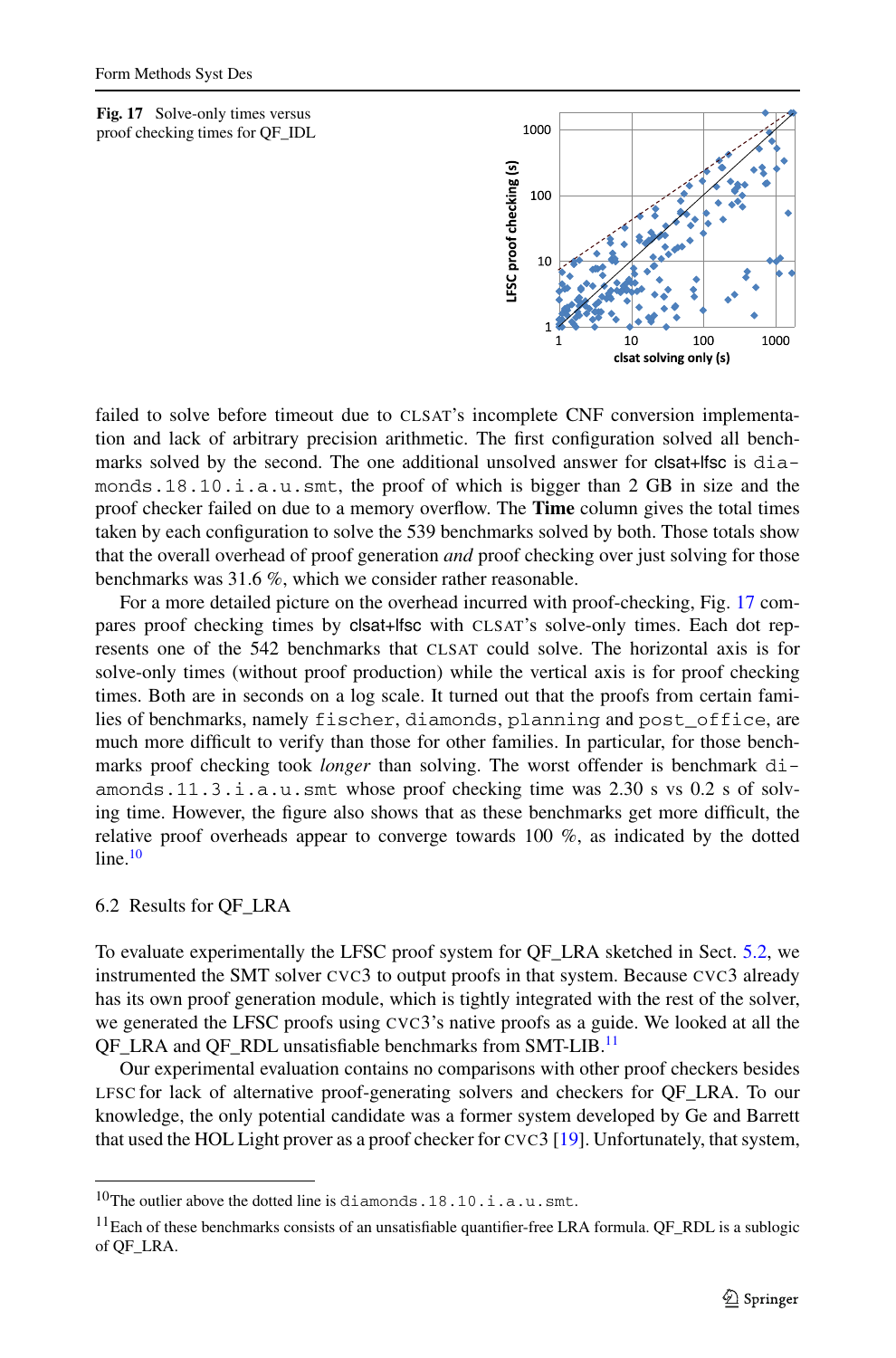**Fig. 17** Solve-only times versus proof checking times for QF_IDL

failed to solve before timeout due to CLSAT's incomplete CNF conversion implementation and lack of arbitrary precision arithmetic. The first configuration solved all benchmarks solved by the second. The one additional unsolved answer for clsat+lfsc is `diamonds.18.10.i.a.u.smt`, the proof of which is bigger than 2 GB in size and the proof checker failed on due to a memory overflow. The **Time** column gives the total times taken by each configuration to solve the 539 benchmarks solved by both. Those totals show that the overall overhead of proof generation *and* proof checking over just solving for those benchmarks was 31.6 %, which we consider rather reasonable.

For a more detailed picture on the overhead incurred with proof-checking, Fig. 17 compares proof checking times by clsat+lfsc with CLSAT's solve-only times. Each dot represents one of the 542 benchmarks that CLSAT could solve. The horizontal axis is for solve-only times (without proof production) while the vertical axis is for proof checking times. Both are in seconds on a log scale. It turned out that the proofs from certain families of benchmarks, namely `fischer`, `diamonds`, `planning` and `post_office`, are much more difficult to verify than those for other families. In particular, for those benchmarks proof checking took *longer* than solving. The worst offender is benchmark `diamonds.11.3.i.a.u.smt` whose proof checking time was 2.30 s vs 0.2 s of solving time. However, the figure also shows that as these benchmarks get more difficult, the relative proof overheads appear to converge towards 100 %, as indicated by the dotted line.[10]

## 6.2 Results for QF_LRA

To evaluate experimentally the LFSC proof system for QF_LRA sketched in Sect. 5.2, we instrumented the SMT solver CVC3 to output proofs in that system. Because CVC3 already has its own proof generation module, which is tightly integrated with the rest of the solver, we generated the LFSC proofs using CVC3's native proofs as a guide. We looked at all the QF_LRA and QF_RDL unsatisfiable benchmarks from SMT-LIB.[11]

Our experimental evaluation contains no comparisons with other proof checkers besides LFSC for lack of alternative proof-generating solvers and checkers for QF_LRA. To our knowledge, the only potential candidate was a former system developed by Ge and Barrett that used the HOL Light prover as a proof checker for CVC3 [19]. Unfortunately, that system,

[10] The outlier above the dotted line is `diamonds.18.10.i.a.u.smt`.

[11] Each of these benchmarks consists of an unsatisfiable quantifier-free LRA formula. QF_RDL is a sublogic of QF_LRA.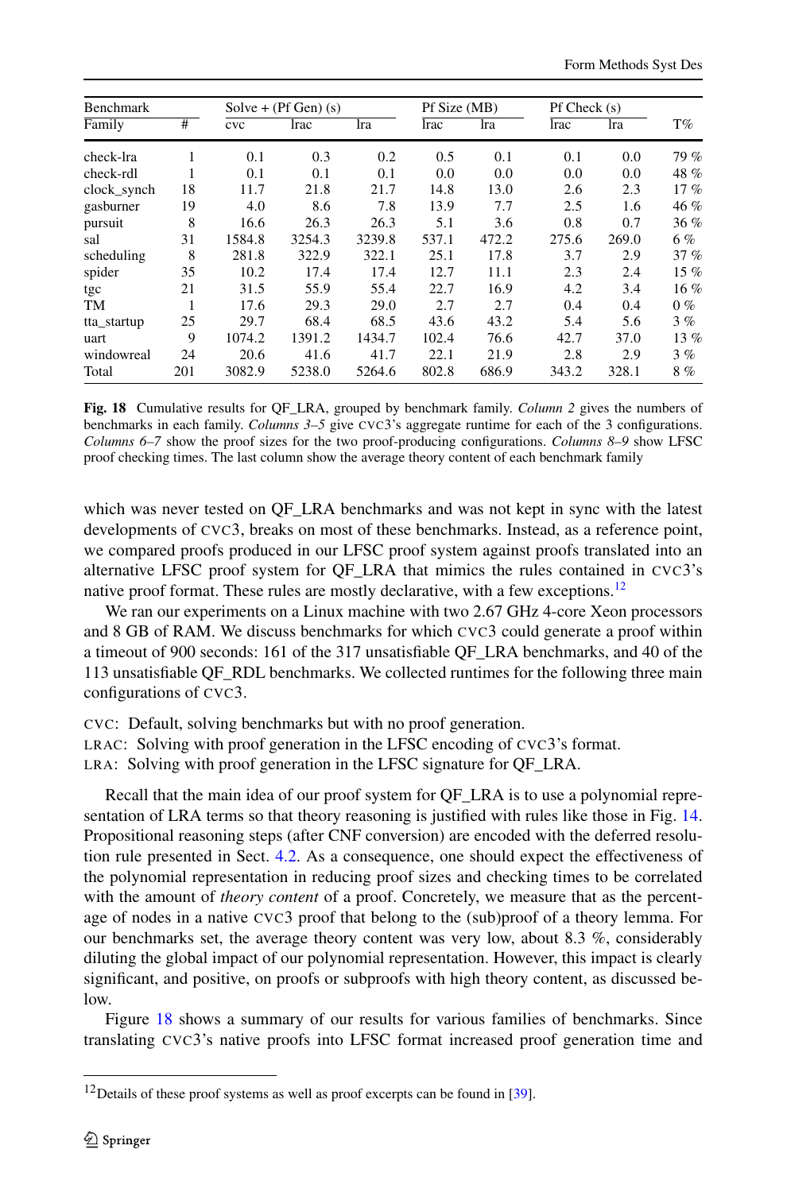| Benchmark | | Solve + (Pf Gen) (s) | | | Pf Size (MB) | | Pf Check (s) | | |
|---|---|---|---|---|---|---|---|---|---|
| Family | # | cvc | lrac | lra | lrac | lra | lrac | lra | T% |
| check-lra | 1 | 0.1 | 0.3 | 0.2 | 0.5 | 0.1 | 0.1 | 0.0 | 79 % |
| check-rdl | 1 | 0.1 | 0.1 | 0.1 | 0.0 | 0.0 | 0.0 | 0.0 | 48 % |
| clock_synch | 18 | 11.7 | 21.8 | 21.7 | 14.8 | 13.0 | 2.6 | 2.3 | 17 % |
| gasburner | 19 | 4.0 | 8.6 | 7.8 | 13.9 | 7.7 | 2.5 | 1.6 | 46 % |
| pursuit | 8 | 16.6 | 26.3 | 26.3 | 5.1 | 3.6 | 0.8 | 0.7 | 36 % |
| sal | 31 | 1584.8 | 3254.3 | 3239.8 | 537.1 | 472.2 | 275.6 | 269.0 | 6 % |
| scheduling | 8 | 281.8 | 322.9 | 322.1 | 25.1 | 17.8 | 3.7 | 2.9 | 37 % |
| spider | 35 | 10.2 | 17.4 | 17.4 | 12.7 | 11.1 | 2.3 | 2.4 | 15 % |
| tgc | 21 | 31.5 | 55.9 | 55.4 | 22.7 | 16.9 | 4.2 | 3.4 | 16 % |
| TM | 1 | 17.6 | 29.3 | 29.0 | 2.7 | 2.7 | 0.4 | 0.4 | 0 % |
| tta_startup | 25 | 29.7 | 68.4 | 68.5 | 43.6 | 43.2 | 5.4 | 5.6 | 3 % |
| uart | 9 | 1074.2 | 1391.2 | 1434.7 | 102.4 | 76.6 | 42.7 | 37.0 | 13 % |
| windowreal | 24 | 20.6 | 41.6 | 41.7 | 22.1 | 21.9 | 2.8 | 2.9 | 3 % |
| Total | 201 | 3082.9 | 5238.0 | 5264.6 | 802.8 | 686.9 | 343.2 | 328.1 | 8 % |

**Fig. 18** Cumulative results for QF_LRA, grouped by benchmark family. *Column 2* gives the numbers of benchmarks in each family. *Columns 3–5* give CVC3's aggregate runtime for each of the 3 configurations. *Columns 6–7* show the proof sizes for the two proof-producing configurations. *Columns 8–9* show LFSC proof checking times. The last column show the average theory content of each benchmark family

which was never tested on QF_LRA benchmarks and was not kept in sync with the latest developments of CVC3, breaks on most of these benchmarks. Instead, as a reference point, we compared proofs produced in our LFSC proof system against proofs translated into an alternative LFSC proof system for QF_LRA that mimics the rules contained in CVC3's native proof format. These rules are mostly declarative, with a few exceptions.[12]

We ran our experiments on a Linux machine with two 2.67 GHz 4-core Xeon processors and 8 GB of RAM. We discuss benchmarks for which CVC3 could generate a proof within a timeout of 900 seconds: 161 of the 317 unsatisfiable QF_LRA benchmarks, and 40 of the 113 unsatisfiable QF_RDL benchmarks. We collected runtimes for the following three main configurations of CVC3.

CVC: Default, solving benchmarks but with no proof generation.
LRAC: Solving with proof generation in the LFSC encoding of CVC3's format.
LRA: Solving with proof generation in the LFSC signature for QF_LRA.

Recall that the main idea of our proof system for QF_LRA is to use a polynomial representation of LRA terms so that theory reasoning is justified with rules like those in Fig. 14. Propositional reasoning steps (after CNF conversion) are encoded with the deferred resolution rule presented in Sect. 4.2. As a consequence, one should expect the effectiveness of the polynomial representation in reducing proof sizes and checking times to be correlated with the amount of *theory content* of a proof. Concretely, we measure that as the percentage of nodes in a native CVC3 proof that belong to the (sub)proof of a theory lemma. For our benchmarks set, the average theory content was very low, about 8.3 %, considerably diluting the global impact of our polynomial representation. However, this impact is clearly significant, and positive, on proofs or subproofs with high theory content, as discussed below.

Figure 18 shows a summary of our results for various families of benchmarks. Since translating CVC3's native proofs into LFSC format increased proof generation time and

[12] Details of these proof systems as well as proof excerpts can be found in [39].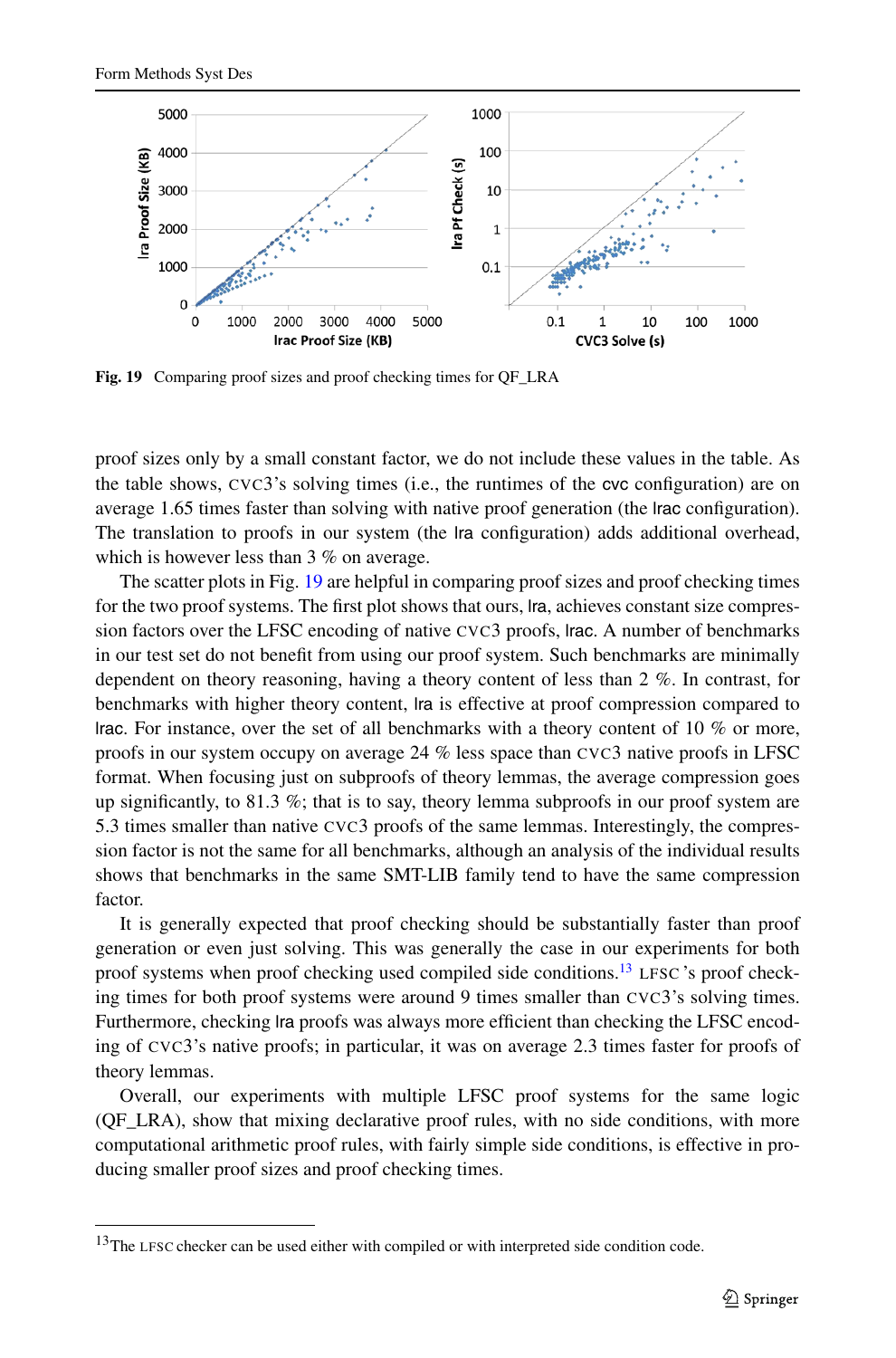Fig. 19 Comparing proof sizes and proof checking times for QF_LRA

proof sizes only by a small constant factor, we do not include these values in the table. As the table shows, CVC3's solving times (i.e., the runtimes of the cvc configuration) are on average 1.65 times faster than solving with native proof generation (the lrac configuration). The translation to proofs in our system (the lra configuration) adds additional overhead, which is however less than 3 % on average.

The scatter plots in Fig. 19 are helpful in comparing proof sizes and proof checking times for the two proof systems. The first plot shows that ours, lra, achieves constant size compression factors over the LFSC encoding of native CVC3 proofs, lrac. A number of benchmarks in our test set do not benefit from using our proof system. Such benchmarks are minimally dependent on theory reasoning, having a theory content of less than 2 %. In contrast, for benchmarks with higher theory content, lra is effective at proof compression compared to lrac. For instance, over the set of all benchmarks with a theory content of 10 % or more, proofs in our system occupy on average 24 % less space than CVC3 native proofs in LFSC format. When focusing just on subproofs of theory lemmas, the average compression goes up significantly, to 81.3 %; that is to say, theory lemma subproofs in our proof system are 5.3 times smaller than native CVC3 proofs of the same lemmas. Interestingly, the compression factor is not the same for all benchmarks, although an analysis of the individual results shows that benchmarks in the same SMT-LIB family tend to have the same compression factor.

It is generally expected that proof checking should be substantially faster than proof generation or even just solving. This was generally the case in our experiments for both proof systems when proof checking used compiled side conditions.[13] LFSC 's proof checking times for both proof systems were around 9 times smaller than CVC3's solving times. Furthermore, checking lra proofs was always more efficient than checking the LFSC encoding of CVC3's native proofs; in particular, it was on average 2.3 times faster for proofs of theory lemmas.

Overall, our experiments with multiple LFSC proof systems for the same logic (QF_LRA), show that mixing declarative proof rules, with no side conditions, with more computational arithmetic proof rules, with fairly simple side conditions, is effective in producing smaller proof sizes and proof checking times.

[13] The LFSC checker can be used either with compiled or with interpreted side condition code.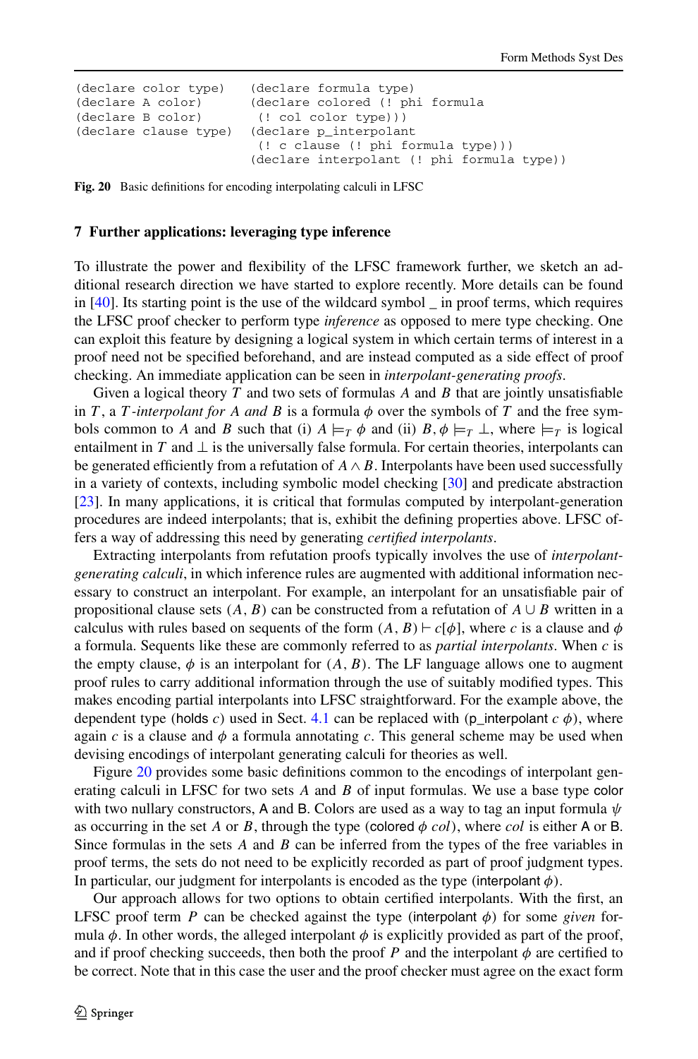```
(declare color type)    (declare formula type)
(declare A color)       (declare colored (! phi formula
(declare B color)        (! col color type)))
(declare clause type)   (declare p_interpolant
                         (! c clause (! phi formula type)))
                        (declare interpolant (! phi formula type))
```

**Fig. 20** Basic definitions for encoding interpolating calculi in LFSC

## 7 Further applications: leveraging type inference

To illustrate the power and flexibility of the LFSC framework further, we sketch an additional research direction we have started to explore recently. More details can be found in [40]. Its starting point is the use of the wildcard symbol _ in proof terms, which requires the LFSC proof checker to perform type *inference* as opposed to mere type checking. One can exploit this feature by designing a logical system in which certain terms of interest in a proof need not be specified beforehand, and are instead computed as a side effect of proof checking. An immediate application can be seen in *interpolant-generating proofs*.

Given a logical theory $T$ and two sets of formulas $A$ and $B$ that are jointly unsatisfiable in $T$, a $T$*-interpolant for* $A$ *and* $B$ is a formula $\phi$ over the symbols of $T$ and the free symbols common to $A$ and $B$ such that (i) $A \models_T \phi$ and (ii) $B, \phi \models_T \bot$, where $\models_T$ is logical entailment in $T$ and $\bot$ is the universally false formula. For certain theories, interpolants can be generated efficiently from a refutation of $A \wedge B$. Interpolants have been used successfully in a variety of contexts, including symbolic model checking [30] and predicate abstraction [23]. In many applications, it is critical that formulas computed by interpolant-generation procedures are indeed interpolants; that is, exhibit the defining properties above. LFSC offers a way of addressing this need by generating *certified interpolants*.

Extracting interpolants from refutation proofs typically involves the use of *interpolant-generating calculi*, in which inference rules are augmented with additional information necessary to construct an interpolant. For example, an interpolant for an unsatisfiable pair of propositional clause sets $(A, B)$ can be constructed from a refutation of $A \cup B$ written in a calculus with rules based on sequents of the form $(A, B) \vdash c[\phi]$, where $c$ is a clause and $\phi$ a formula. Sequents like these are commonly referred to as *partial interpolants*. When $c$ is the empty clause, $\phi$ is an interpolant for $(A, B)$. The LF language allows one to augment proof rules to carry additional information through the use of suitably modified types. This makes encoding partial interpolants into LFSC straightforward. For the example above, the dependent type (holds $c$) used in Sect. 4.1 can be replaced with (p_interpolant $c$ $\phi$), where again $c$ is a clause and $\phi$ a formula annotating $c$. This general scheme may be used when devising encodings of interpolant generating calculi for theories as well.

Figure 20 provides some basic definitions common to the encodings of interpolant generating calculi in LFSC for two sets $A$ and $B$ of input formulas. We use a base type color with two nullary constructors, A and B. Colors are used as a way to tag an input formula $\psi$ as occurring in the set $A$ or $B$, through the type (colored $\phi$ $col$), where $col$ is either A or B. Since formulas in the sets $A$ and $B$ can be inferred from the types of the free variables in proof terms, the sets do not need to be explicitly recorded as part of proof judgment types. In particular, our judgment for interpolants is encoded as the type (interpolant $\phi$).

Our approach allows for two options to obtain certified interpolants. With the first, an LFSC proof term $P$ can be checked against the type (interpolant $\phi$) for some *given* formula $\phi$. In other words, the alleged interpolant $\phi$ is explicitly provided as part of the proof, and if proof checking succeeds, then both the proof $P$ and the interpolant $\phi$ are certified to be correct. Note that in this case the user and the proof checker must agree on the exact form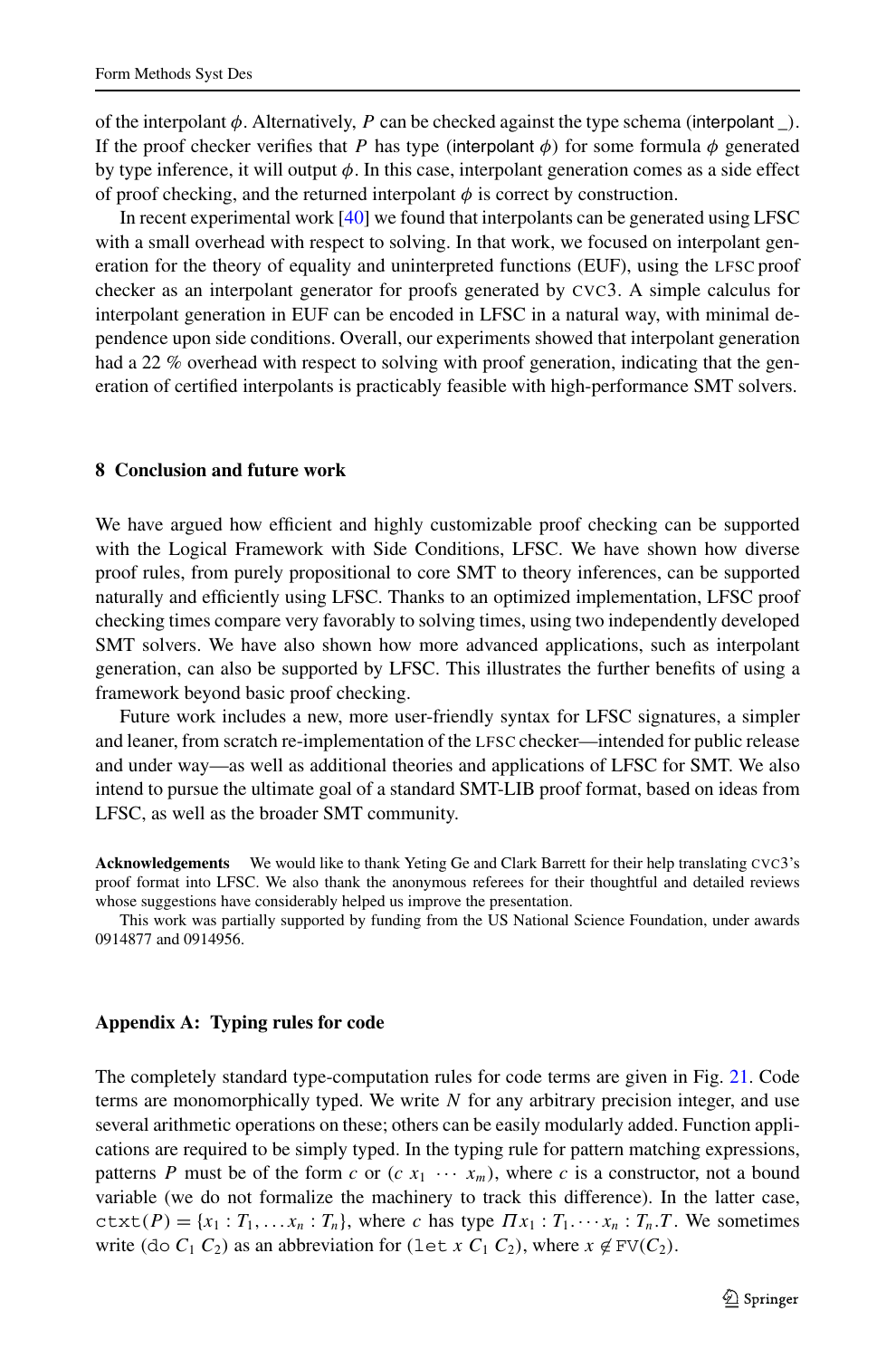of the interpolant $\phi$. Alternatively, $P$ can be checked against the type schema (interpolant _). If the proof checker verifies that $P$ has type (interpolant $\phi$) for some formula $\phi$ generated by type inference, it will output $\phi$. In this case, interpolant generation comes as a side effect of proof checking, and the returned interpolant $\phi$ is correct by construction.

In recent experimental work [40] we found that interpolants can be generated using LFSC with a small overhead with respect to solving. In that work, we focused on interpolant generation for the theory of equality and uninterpreted functions (EUF), using the LFSC proof checker as an interpolant generator for proofs generated by CVC3. A simple calculus for interpolant generation in EUF can be encoded in LFSC in a natural way, with minimal dependence upon side conditions. Overall, our experiments showed that interpolant generation had a 22 % overhead with respect to solving with proof generation, indicating that the generation of certified interpolants is practicably feasible with high-performance SMT solvers.

## 8 Conclusion and future work

We have argued how efficient and highly customizable proof checking can be supported with the Logical Framework with Side Conditions, LFSC. We have shown how diverse proof rules, from purely propositional to core SMT to theory inferences, can be supported naturally and efficiently using LFSC. Thanks to an optimized implementation, LFSC proof checking times compare very favorably to solving times, using two independently developed SMT solvers. We have also shown how more advanced applications, such as interpolant generation, can also be supported by LFSC. This illustrates the further benefits of using a framework beyond basic proof checking.

Future work includes a new, more user-friendly syntax for LFSC signatures, a simpler and leaner, from scratch re-implementation of the LFSC checker—intended for public release and under way—as well as additional theories and applications of LFSC for SMT. We also intend to pursue the ultimate goal of a standard SMT-LIB proof format, based on ideas from LFSC, as well as the broader SMT community.

**Acknowledgements** We would like to thank Yeting Ge and Clark Barrett for their help translating CVC3's proof format into LFSC. We also thank the anonymous referees for their thoughtful and detailed reviews whose suggestions have considerably helped us improve the presentation.

This work was partially supported by funding from the US National Science Foundation, under awards 0914877 and 0914956.

## Appendix A: Typing rules for code

The completely standard type-computation rules for code terms are given in Fig. 21. Code terms are monomorphically typed. We write $N$ for any arbitrary precision integer, and use several arithmetic operations on these; others can be easily modularly added. Function applications are required to be simply typed. In the typing rule for pattern matching expressions, patterns $P$ must be of the form $c$ or $(c\ x_1\ \cdots\ x_m)$, where $c$ is a constructor, not a bound variable (we do not formalize the machinery to track this difference). In the latter case, $\mathtt{ctxt}(P) = \{x_1 : T_1, \ldots x_n : T_n\}$, where $c$ has type $\Pi x_1 : T_1.\cdots x_n : T_n.T$. We sometimes write $(\mathtt{do}\ C_1\ C_2)$ as an abbreviation for $(\mathtt{let}\ x\ C_1\ C_2)$, where $x \notin \mathtt{FV}(C_2)$.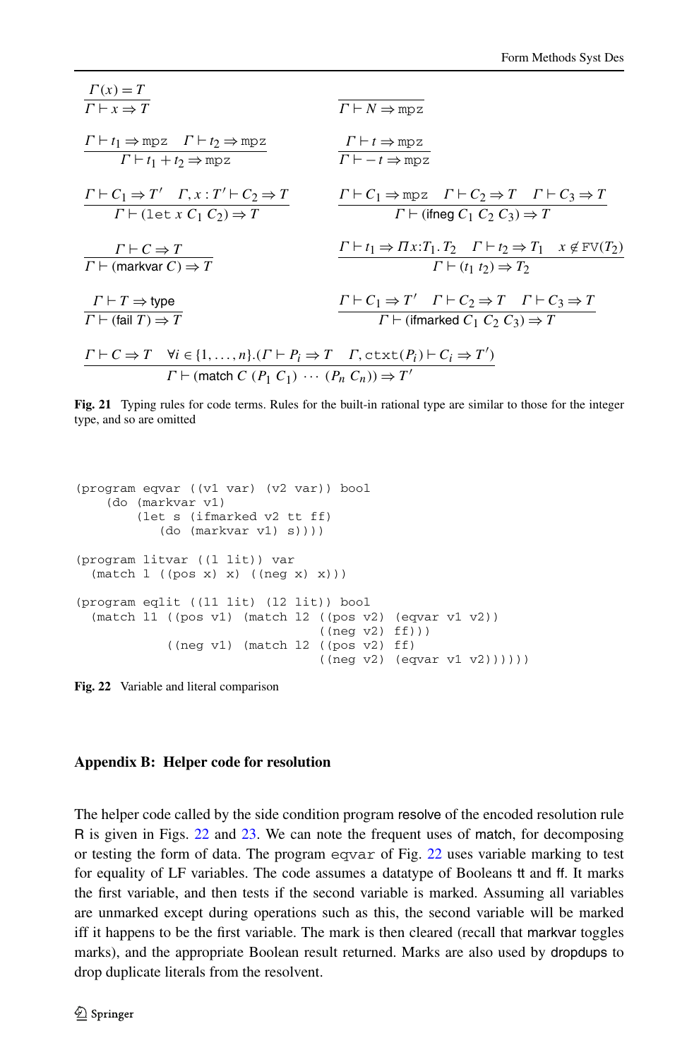$$\frac{\Gamma(x) = T}{\Gamma \vdash x \Rightarrow T} \qquad \frac{}{\Gamma \vdash N \Rightarrow \texttt{mpz}}$$

$$\frac{\Gamma \vdash t_1 \Rightarrow \texttt{mpz} \quad \Gamma \vdash t_2 \Rightarrow \texttt{mpz}}{\Gamma \vdash t_1 + t_2 \Rightarrow \texttt{mpz}} \qquad \frac{\Gamma \vdash t \Rightarrow \texttt{mpz}}{\Gamma \vdash -t \Rightarrow \texttt{mpz}}$$

$$\frac{\Gamma \vdash C_1 \Rightarrow T' \quad \Gamma, x : T' \vdash C_2 \Rightarrow T}{\Gamma \vdash (\texttt{let}\ x\ C_1\ C_2) \Rightarrow T} \qquad \frac{\Gamma \vdash C_1 \Rightarrow \texttt{mpz} \quad \Gamma \vdash C_2 \Rightarrow T \quad \Gamma \vdash C_3 \Rightarrow T}{\Gamma \vdash (\textsf{ifneg}\ C_1\ C_2\ C_3) \Rightarrow T}$$

$$\frac{\Gamma \vdash C \Rightarrow T}{\Gamma \vdash (\textsf{markvar}\ C) \Rightarrow T} \qquad \frac{\Gamma \vdash t_1 \Rightarrow \Pi x{:}T_1.\,T_2 \quad \Gamma \vdash t_2 \Rightarrow T_1 \quad x \notin \mathrm{FV}(T_2)}{\Gamma \vdash (t_1\ t_2) \Rightarrow T_2}$$

$$\frac{\Gamma \vdash T \Rightarrow \textsf{type}}{\Gamma \vdash (\textsf{fail}\ T) \Rightarrow T} \qquad \frac{\Gamma \vdash C_1 \Rightarrow T' \quad \Gamma \vdash C_2 \Rightarrow T \quad \Gamma \vdash C_3 \Rightarrow T}{\Gamma \vdash (\textsf{ifmarked}\ C_1\ C_2\ C_3) \Rightarrow T}$$

$$\frac{\Gamma \vdash C \Rightarrow T \quad \forall i \in \{1, \ldots, n\}.(\Gamma \vdash P_i \Rightarrow T \quad \Gamma, \texttt{ctxt}(P_i) \vdash C_i \Rightarrow T')}{\Gamma \vdash (\textsf{match}\ C\ (P_1\ C_1)\ \cdots\ (P_n\ C_n)) \Rightarrow T'}$$

**Fig. 21** Typing rules for code terms. Rules for the built-in rational type are similar to those for the integer type, and so are omitted

```
(program eqvar ((v1 var) (v2 var)) bool
    (do (markvar v1)
        (let s (ifmarked v2 tt ff)
           (do (markvar v1) s))))

(program litvar ((l lit)) var
  (match l ((pos x) x) ((neg x) x)))

(program eqlit ((l1 lit) (l2 lit)) bool
  (match l1 ((pos v1) (match l2 ((pos v2) (eqvar v1 v2))
                                  ((neg v2) ff)))
            ((neg v1) (match l2 ((pos v2) ff)
                                  ((neg v2) (eqvar v1 v2))))))
```

**Fig. 22** Variable and literal comparison

### Appendix B: Helper code for resolution

The helper code called by the side condition program resolve of the encoded resolution rule R is given in Figs. 22 and 23. We can note the frequent uses of match, for decomposing or testing the form of data. The program `eqvar` of Fig. 22 uses variable marking to test for equality of LF variables. The code assumes a datatype of Booleans tt and ff. It marks the first variable, and then tests if the second variable is marked. Assuming all variables are unmarked except during operations such as this, the second variable will be marked iff it happens to be the first variable. The mark is then cleared (recall that markvar toggles marks), and the appropriate Boolean result returned. Marks are also used by dropdups to drop duplicate literals from the resolvent.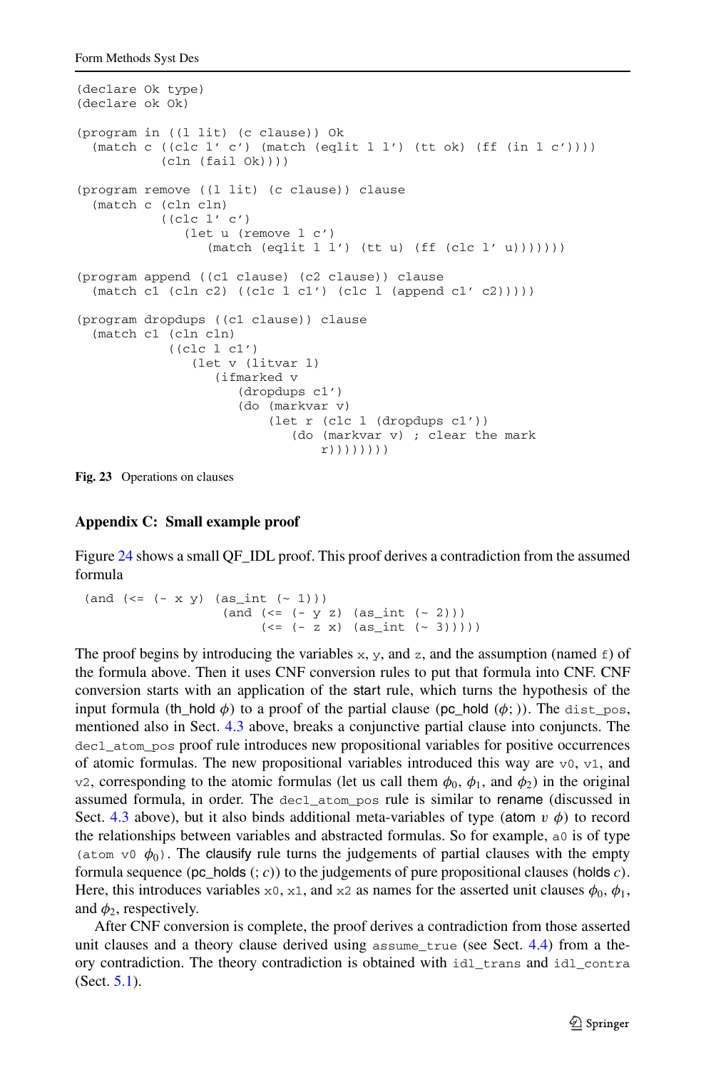```
(declare Ok type)
(declare ok Ok)

(program in ((l lit) (c clause)) Ok
  (match c ((clc l' c') (match (eqlit l l') (tt ok) (ff (in l c'))))
           (cln (fail Ok))))

(program remove ((l lit) (c clause)) clause
  (match c (cln cln)
           ((clc l' c')
              (let u (remove l c')
                 (match (eqlit l l') (tt u) (ff (clc l' u)))))))

(program append ((c1 clause) (c2 clause)) clause
  (match c1 (cln c2) ((clc l c1') (clc l (append c1' c2)))))

(program dropdups ((c1 clause)) clause
  (match c1 (cln cln)
            ((clc l c1')
               (let v (litvar l)
                  (ifmarked v
                     (dropdups c1')
                     (do (markvar v)
                         (let r (clc l (dropdups c1'))
                            (do (markvar v) ; clear the mark
                                r))))))))
```

**Fig. 23** Operations on clauses

## Appendix C: Small example proof

Figure 24 shows a small QF_IDL proof. This proof derives a contradiction from the assumed formula

```
(and (<= (- x y) (as_int (~ 1)))
                 (and (<= (- y z) (as_int (~ 2)))
                      (<= (- z x) (as_int (~ 3)))))
```

The proof begins by introducing the variables `x`, `y`, and `z`, and the assumption (named `f`) of the formula above. Then it uses CNF conversion rules to put that formula into CNF. CNF conversion starts with an application of the start rule, which turns the hypothesis of the input formula (th_hold $\phi$) to a proof of the partial clause (pc_hold ($\phi$; )). The `dist_pos`, mentioned also in Sect. 4.3 above, breaks a conjunctive partial clause into conjuncts. The `decl_atom_pos` proof rule introduces new propositional variables for positive occurrences of atomic formulas. The new propositional variables introduced this way are `v0`, `v1`, and `v2`, corresponding to the atomic formulas (let us call them $\phi_0$, $\phi_1$, and $\phi_2$) in the original assumed formula, in order. The `decl_atom_pos` rule is similar to rename (discussed in Sect. 4.3 above), but it also binds additional meta-variables of type (atom $v$ $\phi$) to record the relationships between variables and abstracted formulas. So for example, `a0` is of type (`atom v0` $\phi_0$). The clausify rule turns the judgements of partial clauses with the empty formula sequence (pc_holds (; $c$)) to the judgements of pure propositional clauses (holds $c$). Here, this introduces variables `x0`, `x1`, and `x2` as names for the asserted unit clauses $\phi_0$, $\phi_1$, and $\phi_2$, respectively.

After CNF conversion is complete, the proof derives a contradiction from those asserted unit clauses and a theory clause derived using `assume_true` (see Sect. 4.4) from a theory contradiction. The theory contradiction is obtained with `idl_trans` and `idl_contra` (Sect. 5.1).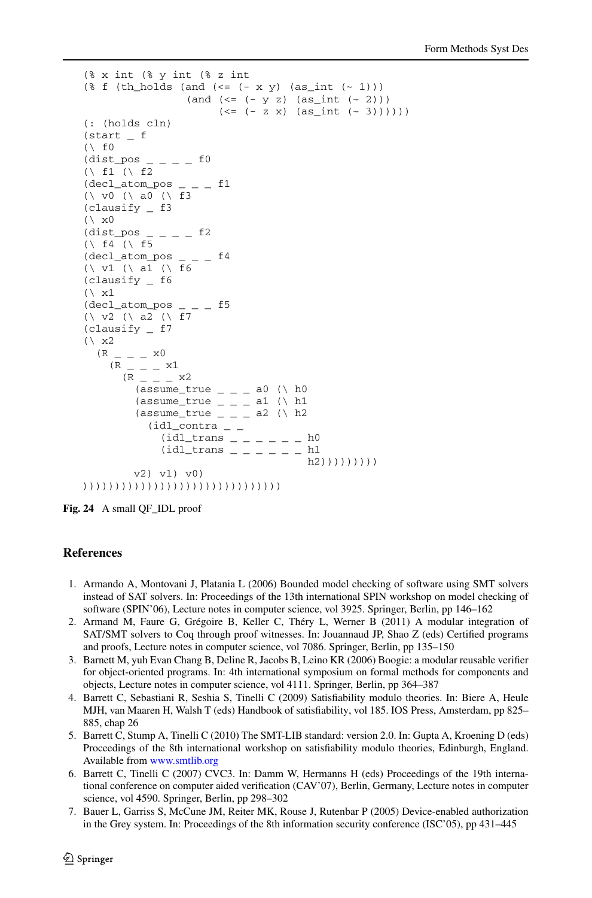```
(% x int (% y int (% z int
(% f (th_holds (and (<= (- x y) (as_int (~ 1)))
                (and (<= (- y z) (as_int (~ 2)))
                     (<= (- z x) (as_int (~ 3))))))
(: (holds cln)
(start _ f
(\ f0
(dist_pos _ _ _ _ f0
(\ f1 (\ f2
(decl_atom_pos _ _ _ f1
(\ v0 (\ a0 (\ f3
(clausify _ f3
(\ x0
(dist_pos _ _ _ _ f2
(\ f4 (\ f5
(decl_atom_pos _ _ _ f4
(\ v1 (\ a1 (\ f6
(clausify _ f6
(\ x1
(decl_atom_pos _ _ _ f5
(\ v2 (\ a2 (\ f7
(clausify _ f7
(\ x2
  (R _ _ _ x0
    (R _ _ _ x1
      (R _ _ _ x2
        (assume_true _ _ _ a0 (\ h0
        (assume_true _ _ _ a1 (\ h1
        (assume_true _ _ _ a2 (\ h2
          (idl_contra _ _
            (idl_trans _ _ _ _ _ _ h0
            (idl_trans _ _ _ _ _ _ h1
                                   h2)))))))))
        v2) v1) v0)
))))))))))))))))))))))))))))))
```

**Fig. 24** A small QF_IDL proof

## References

1. Armando A, Montovani J, Platania L (2006) Bounded model checking of software using SMT solvers instead of SAT solvers. In: Proceedings of the 13th international SPIN workshop on model checking of software (SPIN'06), Lecture notes in computer science, vol 3925. Springer, Berlin, pp 146–162
2. Armand M, Faure G, Grégoire B, Keller C, Théry L, Werner B (2011) A modular integration of SAT/SMT solvers to Coq through proof witnesses. In: Jouannaud JP, Shao Z (eds) Certified programs and proofs, Lecture notes in computer science, vol 7086. Springer, Berlin, pp 135–150
3. Barnett M, yuh Evan Chang B, Deline R, Jacobs B, Leino KR (2006) Boogie: a modular reusable verifier for object-oriented programs. In: 4th international symposium on formal methods for components and objects, Lecture notes in computer science, vol 4111. Springer, Berlin, pp 364–387
4. Barrett C, Sebastiani R, Seshia S, Tinelli C (2009) Satisfiability modulo theories. In: Biere A, Heule MJH, van Maaren H, Walsh T (eds) Handbook of satisfiability, vol 185. IOS Press, Amsterdam, pp 825–885, chap 26
5. Barrett C, Stump A, Tinelli C (2010) The SMT-LIB standard: version 2.0. In: Gupta A, Kroening D (eds) Proceedings of the 8th international workshop on satisfiability modulo theories, Edinburgh, England. Available from www.smtlib.org
6. Barrett C, Tinelli C (2007) CVC3. In: Damm W, Hermanns H (eds) Proceedings of the 19th international conference on computer aided verification (CAV'07), Berlin, Germany, Lecture notes in computer science, vol 4590. Springer, Berlin, pp 298–302
7. Bauer L, Garriss S, McCune JM, Reiter MK, Rouse J, Rutenbar P (2005) Device-enabled authorization in the Grey system. In: Proceedings of the 8th information security conference (ISC'05), pp 431–445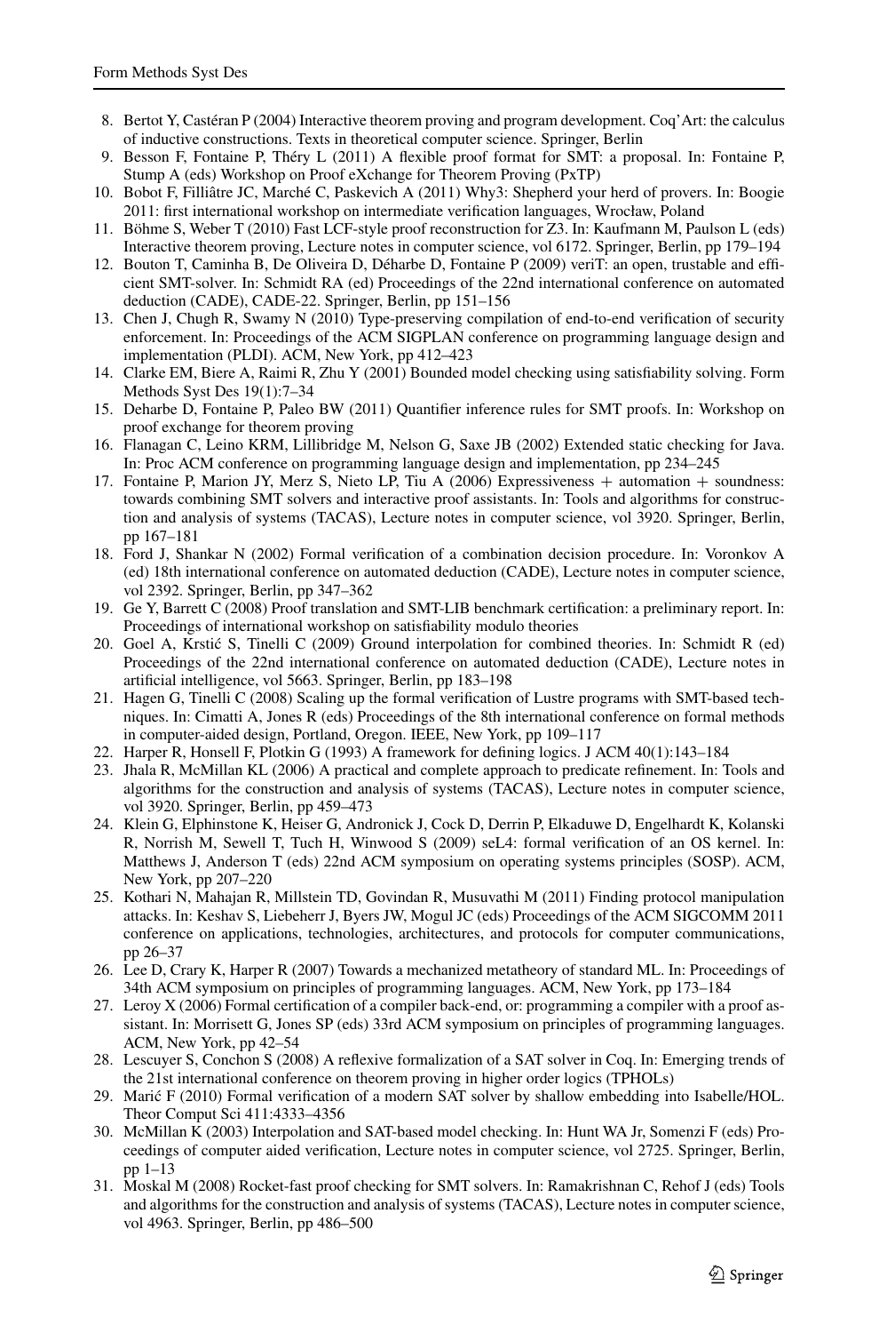8. Bertot Y, Castéran P (2004) Interactive theorem proving and program development. Coq'Art: the calculus of inductive constructions. Texts in theoretical computer science. Springer, Berlin
9. Besson F, Fontaine P, Théry L (2011) A flexible proof format for SMT: a proposal. In: Fontaine P, Stump A (eds) Workshop on Proof eXchange for Theorem Proving (PxTP)
10. Bobot F, Filliâtre JC, Marché C, Paskevich A (2011) Why3: Shepherd your herd of provers. In: Boogie 2011: first international workshop on intermediate verification languages, Wrocław, Poland
11. Böhme S, Weber T (2010) Fast LCF-style proof reconstruction for Z3. In: Kaufmann M, Paulson L (eds) Interactive theorem proving, Lecture notes in computer science, vol 6172. Springer, Berlin, pp 179–194
12. Bouton T, Caminha B, De Oliveira D, Déharbe D, Fontaine P (2009) veriT: an open, trustable and efficient SMT-solver. In: Schmidt RA (ed) Proceedings of the 22nd international conference on automated deduction (CADE), CADE-22. Springer, Berlin, pp 151–156
13. Chen J, Chugh R, Swamy N (2010) Type-preserving compilation of end-to-end verification of security enforcement. In: Proceedings of the ACM SIGPLAN conference on programming language design and implementation (PLDI). ACM, New York, pp 412–423
14. Clarke EM, Biere A, Raimi R, Zhu Y (2001) Bounded model checking using satisfiability solving. Form Methods Syst Des 19(1):7–34
15. Deharbe D, Fontaine P, Paleo BW (2011) Quantifier inference rules for SMT proofs. In: Workshop on proof exchange for theorem proving
16. Flanagan C, Leino KRM, Lillibridge M, Nelson G, Saxe JB (2002) Extended static checking for Java. In: Proc ACM conference on programming language design and implementation, pp 234–245
17. Fontaine P, Marion JY, Merz S, Nieto LP, Tiu A (2006) Expressiveness + automation + soundness: towards combining SMT solvers and interactive proof assistants. In: Tools and algorithms for construction and analysis of systems (TACAS), Lecture notes in computer science, vol 3920. Springer, Berlin, pp 167–181
18. Ford J, Shankar N (2002) Formal verification of a combination decision procedure. In: Voronkov A (ed) 18th international conference on automated deduction (CADE), Lecture notes in computer science, vol 2392. Springer, Berlin, pp 347–362
19. Ge Y, Barrett C (2008) Proof translation and SMT-LIB benchmark certification: a preliminary report. In: Proceedings of international workshop on satisfiability modulo theories
20. Goel A, Krstić S, Tinelli C (2009) Ground interpolation for combined theories. In: Schmidt R (ed) Proceedings of the 22nd international conference on automated deduction (CADE), Lecture notes in artificial intelligence, vol 5663. Springer, Berlin, pp 183–198
21. Hagen G, Tinelli C (2008) Scaling up the formal verification of Lustre programs with SMT-based techniques. In: Cimatti A, Jones R (eds) Proceedings of the 8th international conference on formal methods in computer-aided design, Portland, Oregon. IEEE, New York, pp 109–117
22. Harper R, Honsell F, Plotkin G (1993) A framework for defining logics. J ACM 40(1):143–184
23. Jhala R, McMillan KL (2006) A practical and complete approach to predicate refinement. In: Tools and algorithms for the construction and analysis of systems (TACAS), Lecture notes in computer science, vol 3920. Springer, Berlin, pp 459–473
24. Klein G, Elphinstone K, Heiser G, Andronick J, Cock D, Derrin P, Elkaduwe D, Engelhardt K, Kolanski R, Norrish M, Sewell T, Tuch H, Winwood S (2009) seL4: formal verification of an OS kernel. In: Matthews J, Anderson T (eds) 22nd ACM symposium on operating systems principles (SOSP). ACM, New York, pp 207–220
25. Kothari N, Mahajan R, Millstein TD, Govindan R, Musuvathi M (2011) Finding protocol manipulation attacks. In: Keshav S, Liebeherr J, Byers JW, Mogul JC (eds) Proceedings of the ACM SIGCOMM 2011 conference on applications, technologies, architectures, and protocols for computer communications, pp 26–37
26. Lee D, Crary K, Harper R (2007) Towards a mechanized metatheory of standard ML. In: Proceedings of 34th ACM symposium on principles of programming languages. ACM, New York, pp 173–184
27. Leroy X (2006) Formal certification of a compiler back-end, or: programming a compiler with a proof assistant. In: Morrisett G, Jones SP (eds) 33rd ACM symposium on principles of programming languages. ACM, New York, pp 42–54
28. Lescuyer S, Conchon S (2008) A reflexive formalization of a SAT solver in Coq. In: Emerging trends of the 21st international conference on theorem proving in higher order logics (TPHOLs)
29. Marić F (2010) Formal verification of a modern SAT solver by shallow embedding into Isabelle/HOL. Theor Comput Sci 411:4333–4356
30. McMillan K (2003) Interpolation and SAT-based model checking. In: Hunt WA Jr, Somenzi F (eds) Proceedings of computer aided verification, Lecture notes in computer science, vol 2725. Springer, Berlin, pp 1–13
31. Moskal M (2008) Rocket-fast proof checking for SMT solvers. In: Ramakrishnan C, Rehof J (eds) Tools and algorithms for the construction and analysis of systems (TACAS), Lecture notes in computer science, vol 4963. Springer, Berlin, pp 486–500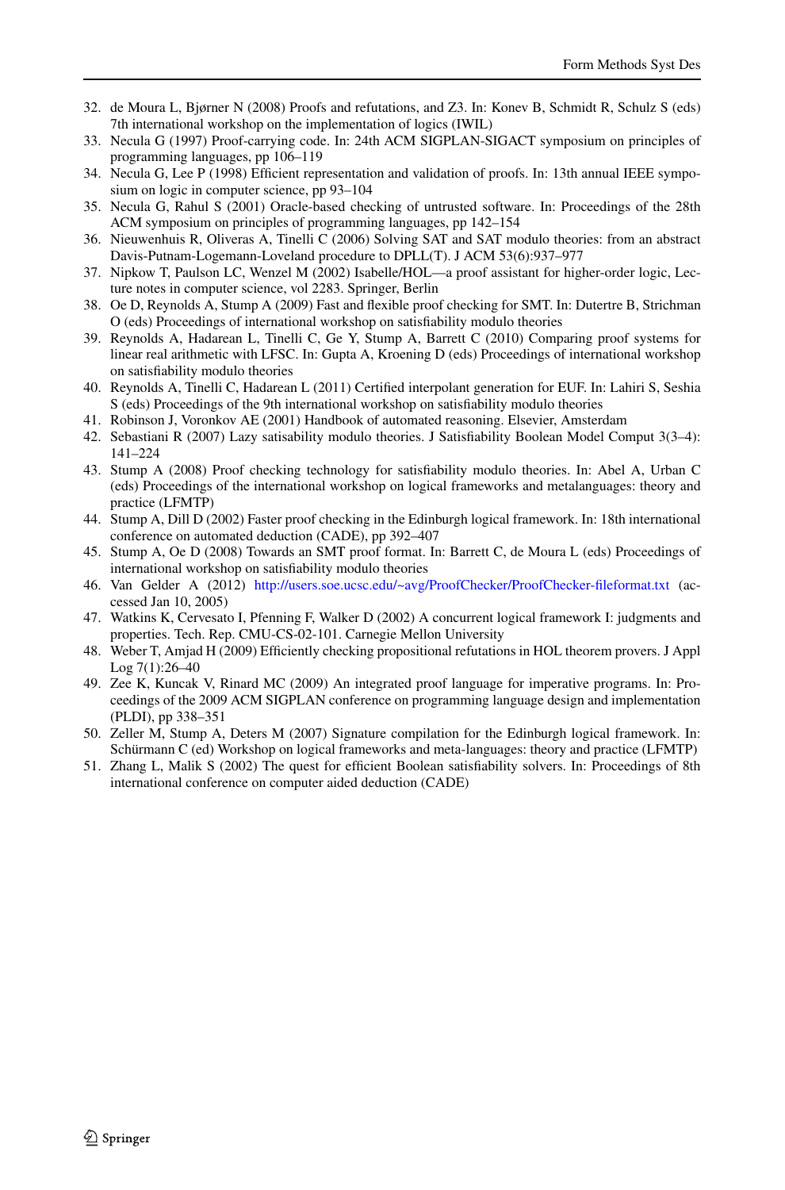32. de Moura L, Bjørner N (2008) Proofs and refutations, and Z3. In: Konev B, Schmidt R, Schulz S (eds) 7th international workshop on the implementation of logics (IWIL)
33. Necula G (1997) Proof-carrying code. In: 24th ACM SIGPLAN-SIGACT symposium on principles of programming languages, pp 106–119
34. Necula G, Lee P (1998) Efficient representation and validation of proofs. In: 13th annual IEEE symposium on logic in computer science, pp 93–104
35. Necula G, Rahul S (2001) Oracle-based checking of untrusted software. In: Proceedings of the 28th ACM symposium on principles of programming languages, pp 142–154
36. Nieuwenhuis R, Oliveras A, Tinelli C (2006) Solving SAT and SAT modulo theories: from an abstract Davis-Putnam-Logemann-Loveland procedure to DPLL(T). J ACM 53(6):937–977
37. Nipkow T, Paulson LC, Wenzel M (2002) Isabelle/HOL—a proof assistant for higher-order logic, Lecture notes in computer science, vol 2283. Springer, Berlin
38. Oe D, Reynolds A, Stump A (2009) Fast and flexible proof checking for SMT. In: Dutertre B, Strichman O (eds) Proceedings of international workshop on satisfiability modulo theories
39. Reynolds A, Hadarean L, Tinelli C, Ge Y, Stump A, Barrett C (2010) Comparing proof systems for linear real arithmetic with LFSC. In: Gupta A, Kroening D (eds) Proceedings of international workshop on satisfiability modulo theories
40. Reynolds A, Tinelli C, Hadarean L (2011) Certified interpolant generation for EUF. In: Lahiri S, Seshia S (eds) Proceedings of the 9th international workshop on satisfiability modulo theories
41. Robinson J, Voronkov AE (2001) Handbook of automated reasoning. Elsevier, Amsterdam
42. Sebastiani R (2007) Lazy satisability modulo theories. J Satisfiability Boolean Model Comput 3(3–4): 141–224
43. Stump A (2008) Proof checking technology for satisfiability modulo theories. In: Abel A, Urban C (eds) Proceedings of the international workshop on logical frameworks and metalanguages: theory and practice (LFMTP)
44. Stump A, Dill D (2002) Faster proof checking in the Edinburgh logical framework. In: 18th international conference on automated deduction (CADE), pp 392–407
45. Stump A, Oe D (2008) Towards an SMT proof format. In: Barrett C, de Moura L (eds) Proceedings of international workshop on satisfiability modulo theories
46. Van Gelder A (2012) http://users.soe.ucsc.edu/~avg/ProofChecker/ProofChecker-fileformat.txt (accessed Jan 10, 2005)
47. Watkins K, Cervesato I, Pfenning F, Walker D (2002) A concurrent logical framework I: judgments and properties. Tech. Rep. CMU-CS-02-101. Carnegie Mellon University
48. Weber T, Amjad H (2009) Efficiently checking propositional refutations in HOL theorem provers. J Appl Log 7(1):26–40
49. Zee K, Kuncak V, Rinard MC (2009) An integrated proof language for imperative programs. In: Proceedings of the 2009 ACM SIGPLAN conference on programming language design and implementation (PLDI), pp 338–351
50. Zeller M, Stump A, Deters M (2007) Signature compilation for the Edinburgh logical framework. In: Schürmann C (ed) Workshop on logical frameworks and meta-languages: theory and practice (LFMTP)
51. Zhang L, Malik S (2002) The quest for efficient Boolean satisfiability solvers. In: Proceedings of 8th international conference on computer aided deduction (CADE)